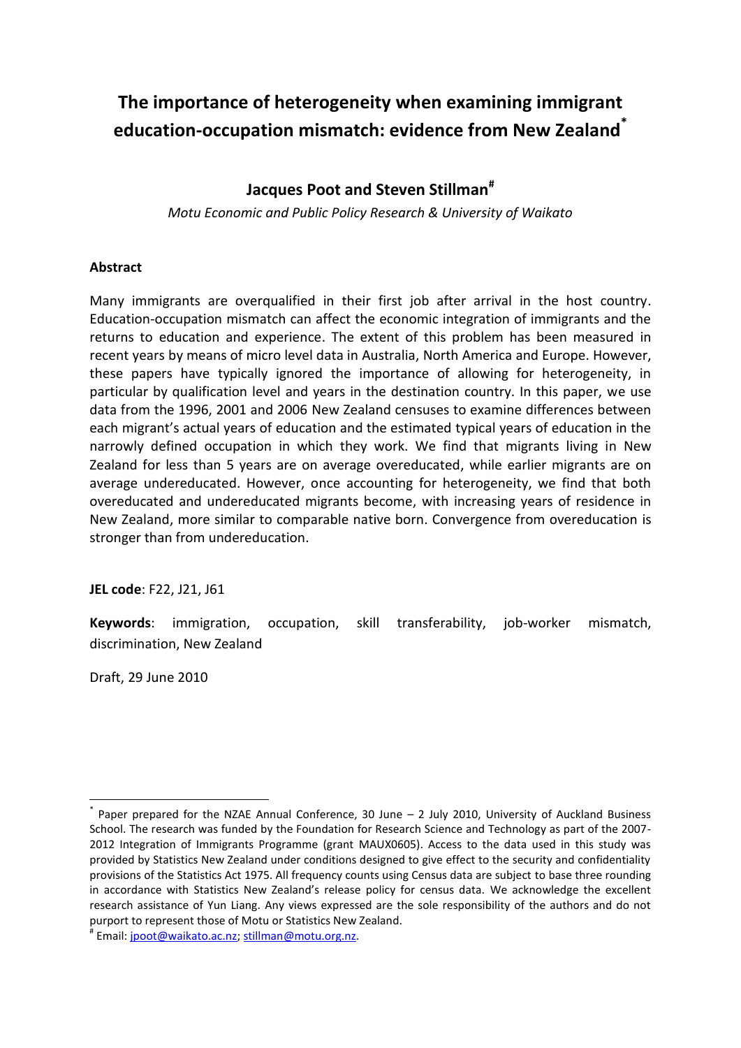# The importance of heterogeneity when examining immigrant education-occupation mismatch: evidence from New Zealand*

## Jacques Poot and Steven Stillman#

*Motu Economic and Public Policy Research & University of Waikato*

### Abstract

Many immigrants are overqualified in their first job after arrival in the host country. Education-occupation mismatch can affect the economic integration of immigrants and the returns to education and experience. The extent of this problem has been measured in recent years by means of micro level data in Australia, North America and Europe. However, these papers have typically ignored the importance of allowing for heterogeneity, in particular by qualification level and years in the destination country. In this paper, we use data from the 1996, 2001 and 2006 New Zealand censuses to examine differences between each migrant's actual years of education and the estimated typical years of education in the narrowly defined occupation in which they work. We find that migrants living in New Zealand for less than 5 years are on average overeducated, while earlier migrants are on average undereducated. However, once accounting for heterogeneity, we find that both overeducated and undereducated migrants become, with increasing years of residence in New Zealand, more similar to comparable native born. Convergence from overeducation is stronger than from undereducation.

**JEL code**: F22, J21, J61

**Keywords**: immigration, occupation, skill transferability, job-worker mismatch, discrimination, New Zealand

Draft, 29 June 2010

---

* Paper prepared for the NZAE Annual Conference, 30 June – 2 July 2010, University of Auckland Business School. The research was funded by the Foundation for Research Science and Technology as part of the 2007-2012 Integration of Immigrants Programme (grant MAUX0605). Access to the data used in this study was provided by Statistics New Zealand under conditions designed to give effect to the security and confidentiality provisions of the Statistics Act 1975. All frequency counts using Census data are subject to base three rounding in accordance with Statistics New Zealand's release policy for census data. We acknowledge the excellent research assistance of Yun Liang. Any views expressed are the sole responsibility of the authors and do not purport to represent those of Motu or Statistics New Zealand.

# Email: jpoot@waikato.ac.nz; stillman@motu.org.nz.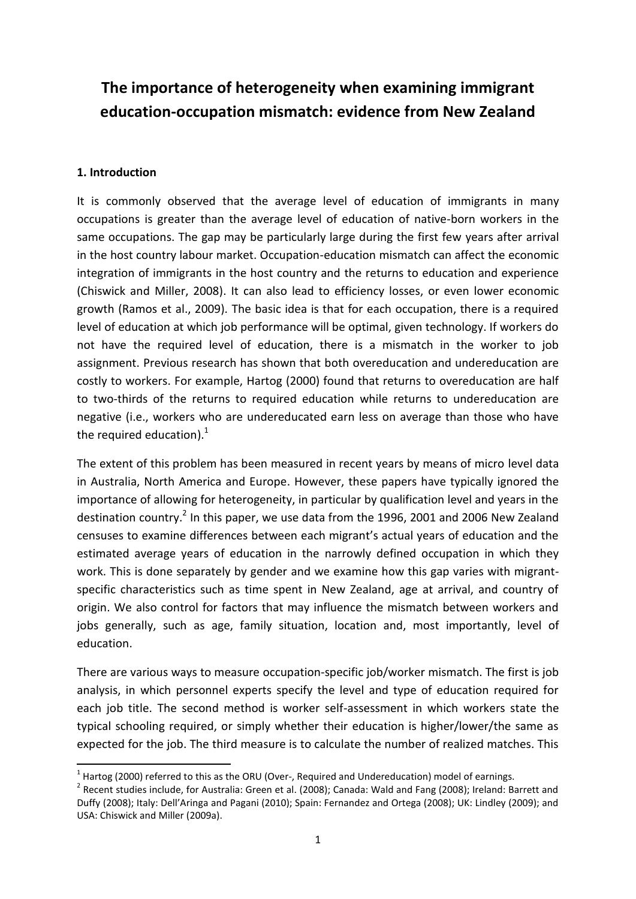# The importance of heterogeneity when examining immigrant education-occupation mismatch: evidence from New Zealand

## 1. Introduction

It is commonly observed that the average level of education of immigrants in many occupations is greater than the average level of education of native-born workers in the same occupations. The gap may be particularly large during the first few years after arrival in the host country labour market. Occupation-education mismatch can affect the economic integration of immigrants in the host country and the returns to education and experience (Chiswick and Miller, 2008). It can also lead to efficiency losses, or even lower economic growth (Ramos et al., 2009). The basic idea is that for each occupation, there is a required level of education at which job performance will be optimal, given technology. If workers do not have the required level of education, there is a mismatch in the worker to job assignment. Previous research has shown that both overeducation and undereducation are costly to workers. For example, Hartog (2000) found that returns to overeducation are half to two-thirds of the returns to required education while returns to undereducation are negative (i.e., workers who are undereducated earn less on average than those who have the required education).[1]

The extent of this problem has been measured in recent years by means of micro level data in Australia, North America and Europe. However, these papers have typically ignored the importance of allowing for heterogeneity, in particular by qualification level and years in the destination country.[2] In this paper, we use data from the 1996, 2001 and 2006 New Zealand censuses to examine differences between each migrant's actual years of education and the estimated average years of education in the narrowly defined occupation in which they work. This is done separately by gender and we examine how this gap varies with migrant-specific characteristics such as time spent in New Zealand, age at arrival, and country of origin. We also control for factors that may influence the mismatch between workers and jobs generally, such as age, family situation, location and, most importantly, level of education.

There are various ways to measure occupation-specific job/worker mismatch. The first is job analysis, in which personnel experts specify the level and type of education required for each job title. The second method is worker self-assessment in which workers state the typical schooling required, or simply whether their education is higher/lower/the same as expected for the job. The third measure is to calculate the number of realized matches. This

[1] Hartog (2000) referred to this as the ORU (Over-, Required and Undereducation) model of earnings.

[2] Recent studies include, for Australia: Green et al. (2008); Canada: Wald and Fang (2008); Ireland: Barrett and Duffy (2008); Italy: Dell'Aringa and Pagani (2010); Spain: Fernandez and Ortega (2008); UK: Lindley (2009); and USA: Chiswick and Miller (2009a).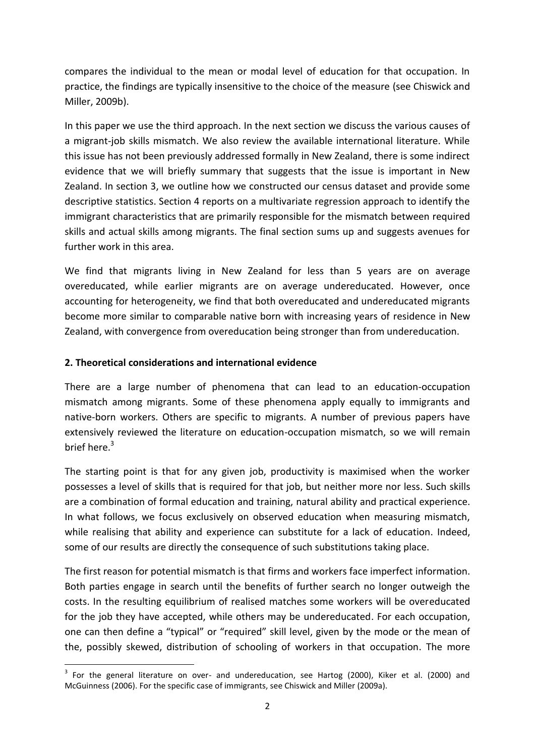compares the individual to the mean or modal level of education for that occupation. In practice, the findings are typically insensitive to the choice of the measure (see Chiswick and Miller, 2009b).

In this paper we use the third approach. In the next section we discuss the various causes of a migrant-job skills mismatch. We also review the available international literature. While this issue has not been previously addressed formally in New Zealand, there is some indirect evidence that we will briefly summary that suggests that the issue is important in New Zealand. In section 3, we outline how we constructed our census dataset and provide some descriptive statistics. Section 4 reports on a multivariate regression approach to identify the immigrant characteristics that are primarily responsible for the mismatch between required skills and actual skills among migrants. The final section sums up and suggests avenues for further work in this area.

We find that migrants living in New Zealand for less than 5 years are on average overeducated, while earlier migrants are on average undereducated. However, once accounting for heterogeneity, we find that both overeducated and undereducated migrants become more similar to comparable native born with increasing years of residence in New Zealand, with convergence from overeducation being stronger than from undereducation.

## 2. Theoretical considerations and international evidence

There are a large number of phenomena that can lead to an education-occupation mismatch among migrants. Some of these phenomena apply equally to immigrants and native-born workers. Others are specific to migrants. A number of previous papers have extensively reviewed the literature on education-occupation mismatch, so we will remain brief here.[3]

The starting point is that for any given job, productivity is maximised when the worker possesses a level of skills that is required for that job, but neither more nor less. Such skills are a combination of formal education and training, natural ability and practical experience. In what follows, we focus exclusively on observed education when measuring mismatch, while realising that ability and experience can substitute for a lack of education. Indeed, some of our results are directly the consequence of such substitutions taking place.

The first reason for potential mismatch is that firms and workers face imperfect information. Both parties engage in search until the benefits of further search no longer outweigh the costs. In the resulting equilibrium of realised matches some workers will be overeducated for the job they have accepted, while others may be undereducated. For each occupation, one can then define a "typical" or "required" skill level, given by the mode or the mean of the, possibly skewed, distribution of schooling of workers in that occupation. The more

[3] For the general literature on over- and undereducation, see Hartog (2000), Kiker et al. (2000) and McGuinness (2006). For the specific case of immigrants, see Chiswick and Miller (2009a).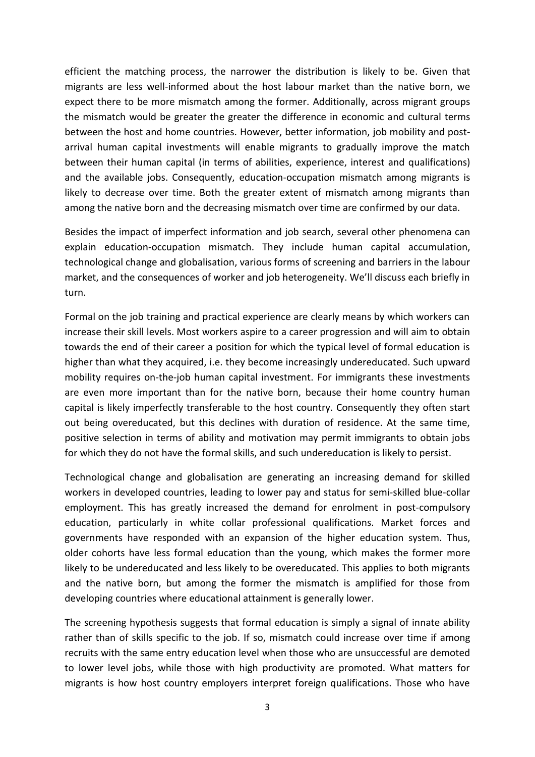efficient the matching process, the narrower the distribution is likely to be. Given that migrants are less well-informed about the host labour market than the native born, we expect there to be more mismatch among the former. Additionally, across migrant groups the mismatch would be greater the greater the difference in economic and cultural terms between the host and home countries. However, better information, job mobility and post-arrival human capital investments will enable migrants to gradually improve the match between their human capital (in terms of abilities, experience, interest and qualifications) and the available jobs. Consequently, education-occupation mismatch among migrants is likely to decrease over time. Both the greater extent of mismatch among migrants than among the native born and the decreasing mismatch over time are confirmed by our data.

Besides the impact of imperfect information and job search, several other phenomena can explain education-occupation mismatch. They include human capital accumulation, technological change and globalisation, various forms of screening and barriers in the labour market, and the consequences of worker and job heterogeneity. We'll discuss each briefly in turn.

Formal on the job training and practical experience are clearly means by which workers can increase their skill levels. Most workers aspire to a career progression and will aim to obtain towards the end of their career a position for which the typical level of formal education is higher than what they acquired, i.e. they become increasingly undereducated. Such upward mobility requires on-the-job human capital investment. For immigrants these investments are even more important than for the native born, because their home country human capital is likely imperfectly transferable to the host country. Consequently they often start out being overeducated, but this declines with duration of residence. At the same time, positive selection in terms of ability and motivation may permit immigrants to obtain jobs for which they do not have the formal skills, and such undereducation is likely to persist.

Technological change and globalisation are generating an increasing demand for skilled workers in developed countries, leading to lower pay and status for semi-skilled blue-collar employment. This has greatly increased the demand for enrolment in post-compulsory education, particularly in white collar professional qualifications. Market forces and governments have responded with an expansion of the higher education system. Thus, older cohorts have less formal education than the young, which makes the former more likely to be undereducated and less likely to be overeducated. This applies to both migrants and the native born, but among the former the mismatch is amplified for those from developing countries where educational attainment is generally lower.

The screening hypothesis suggests that formal education is simply a signal of innate ability rather than of skills specific to the job. If so, mismatch could increase over time if among recruits with the same entry education level when those who are unsuccessful are demoted to lower level jobs, while those with high productivity are promoted. What matters for migrants is how host country employers interpret foreign qualifications. Those who have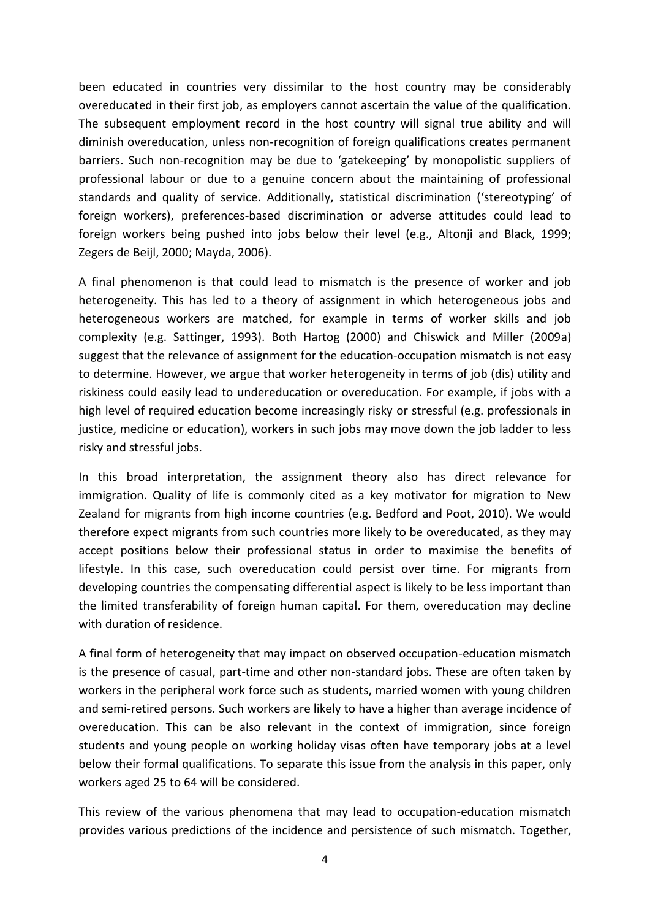been educated in countries very dissimilar to the host country may be considerably overeducated in their first job, as employers cannot ascertain the value of the qualification. The subsequent employment record in the host country will signal true ability and will diminish overeducation, unless non-recognition of foreign qualifications creates permanent barriers. Such non-recognition may be due to 'gatekeeping' by monopolistic suppliers of professional labour or due to a genuine concern about the maintaining of professional standards and quality of service. Additionally, statistical discrimination ('stereotyping' of foreign workers), preferences-based discrimination or adverse attitudes could lead to foreign workers being pushed into jobs below their level (e.g., Altonji and Black, 1999; Zegers de Beijl, 2000; Mayda, 2006).

A final phenomenon is that could lead to mismatch is the presence of worker and job heterogeneity. This has led to a theory of assignment in which heterogeneous jobs and heterogeneous workers are matched, for example in terms of worker skills and job complexity (e.g. Sattinger, 1993). Both Hartog (2000) and Chiswick and Miller (2009a) suggest that the relevance of assignment for the education-occupation mismatch is not easy to determine. However, we argue that worker heterogeneity in terms of job (dis) utility and riskiness could easily lead to undereducation or overeducation. For example, if jobs with a high level of required education become increasingly risky or stressful (e.g. professionals in justice, medicine or education), workers in such jobs may move down the job ladder to less risky and stressful jobs.

In this broad interpretation, the assignment theory also has direct relevance for immigration. Quality of life is commonly cited as a key motivator for migration to New Zealand for migrants from high income countries (e.g. Bedford and Poot, 2010). We would therefore expect migrants from such countries more likely to be overeducated, as they may accept positions below their professional status in order to maximise the benefits of lifestyle. In this case, such overeducation could persist over time. For migrants from developing countries the compensating differential aspect is likely to be less important than the limited transferability of foreign human capital. For them, overeducation may decline with duration of residence.

A final form of heterogeneity that may impact on observed occupation-education mismatch is the presence of casual, part-time and other non-standard jobs. These are often taken by workers in the peripheral work force such as students, married women with young children and semi-retired persons. Such workers are likely to have a higher than average incidence of overeducation. This can be also relevant in the context of immigration, since foreign students and young people on working holiday visas often have temporary jobs at a level below their formal qualifications. To separate this issue from the analysis in this paper, only workers aged 25 to 64 will be considered.

This review of the various phenomena that may lead to occupation-education mismatch provides various predictions of the incidence and persistence of such mismatch. Together,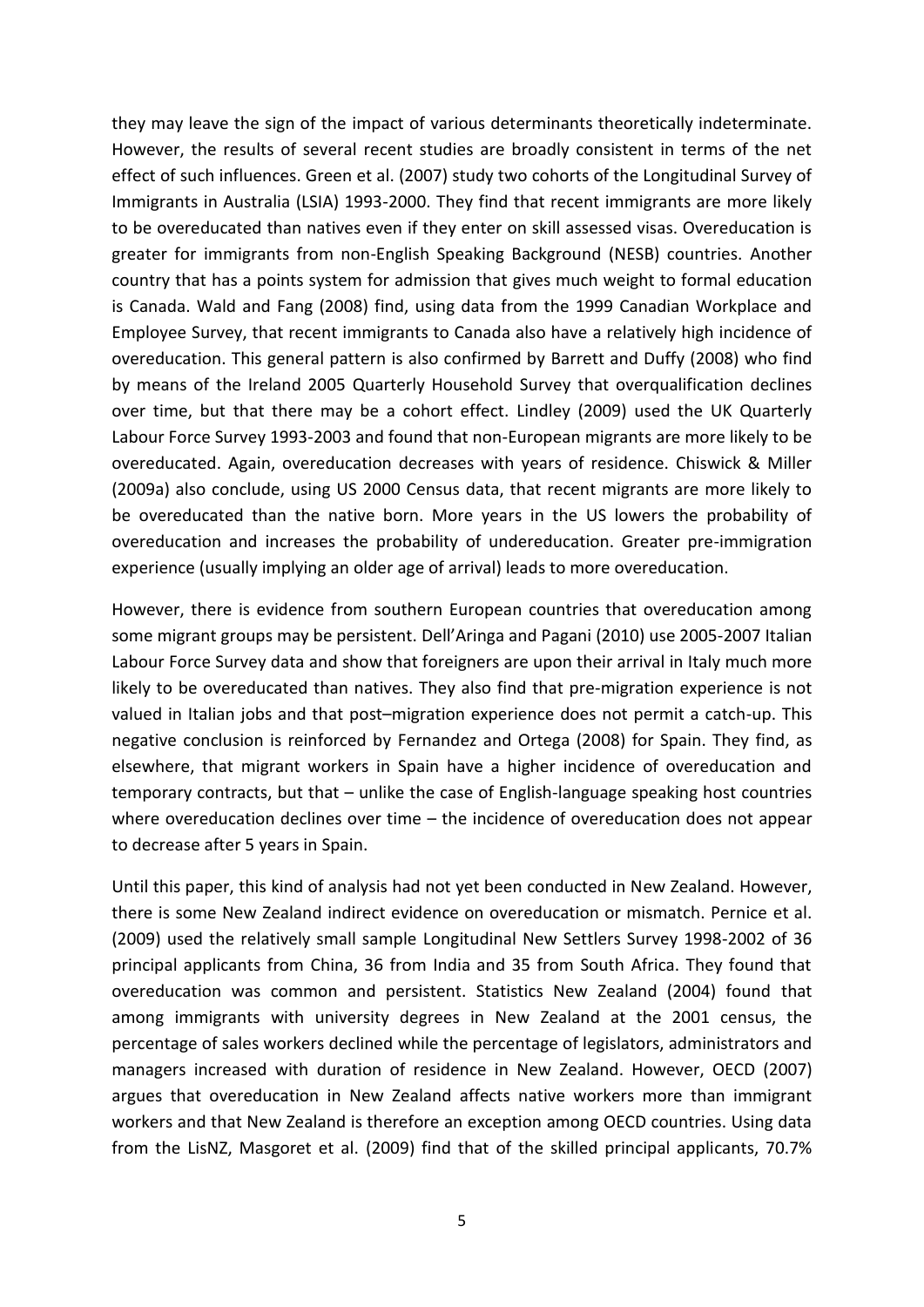they may leave the sign of the impact of various determinants theoretically indeterminate. However, the results of several recent studies are broadly consistent in terms of the net effect of such influences. Green et al. (2007) study two cohorts of the Longitudinal Survey of Immigrants in Australia (LSIA) 1993-2000. They find that recent immigrants are more likely to be overeducated than natives even if they enter on skill assessed visas. Overeducation is greater for immigrants from non-English Speaking Background (NESB) countries. Another country that has a points system for admission that gives much weight to formal education is Canada. Wald and Fang (2008) find, using data from the 1999 Canadian Workplace and Employee Survey, that recent immigrants to Canada also have a relatively high incidence of overeducation. This general pattern is also confirmed by Barrett and Duffy (2008) who find by means of the Ireland 2005 Quarterly Household Survey that overqualification declines over time, but that there may be a cohort effect. Lindley (2009) used the UK Quarterly Labour Force Survey 1993-2003 and found that non-European migrants are more likely to be overeducated. Again, overeducation decreases with years of residence. Chiswick & Miller (2009a) also conclude, using US 2000 Census data, that recent migrants are more likely to be overeducated than the native born. More years in the US lowers the probability of overeducation and increases the probability of undereducation. Greater pre-immigration experience (usually implying an older age of arrival) leads to more overeducation.

However, there is evidence from southern European countries that overeducation among some migrant groups may be persistent. Dell'Aringa and Pagani (2010) use 2005-2007 Italian Labour Force Survey data and show that foreigners are upon their arrival in Italy much more likely to be overeducated than natives. They also find that pre-migration experience is not valued in Italian jobs and that post–migration experience does not permit a catch-up. This negative conclusion is reinforced by Fernandez and Ortega (2008) for Spain. They find, as elsewhere, that migrant workers in Spain have a higher incidence of overeducation and temporary contracts, but that – unlike the case of English-language speaking host countries where overeducation declines over time – the incidence of overeducation does not appear to decrease after 5 years in Spain.

Until this paper, this kind of analysis had not yet been conducted in New Zealand. However, there is some New Zealand indirect evidence on overeducation or mismatch. Pernice et al. (2009) used the relatively small sample Longitudinal New Settlers Survey 1998-2002 of 36 principal applicants from China, 36 from India and 35 from South Africa. They found that overeducation was common and persistent. Statistics New Zealand (2004) found that among immigrants with university degrees in New Zealand at the 2001 census, the percentage of sales workers declined while the percentage of legislators, administrators and managers increased with duration of residence in New Zealand. However, OECD (2007) argues that overeducation in New Zealand affects native workers more than immigrant workers and that New Zealand is therefore an exception among OECD countries. Using data from the LisNZ, Masgoret et al. (2009) find that of the skilled principal applicants, 70.7%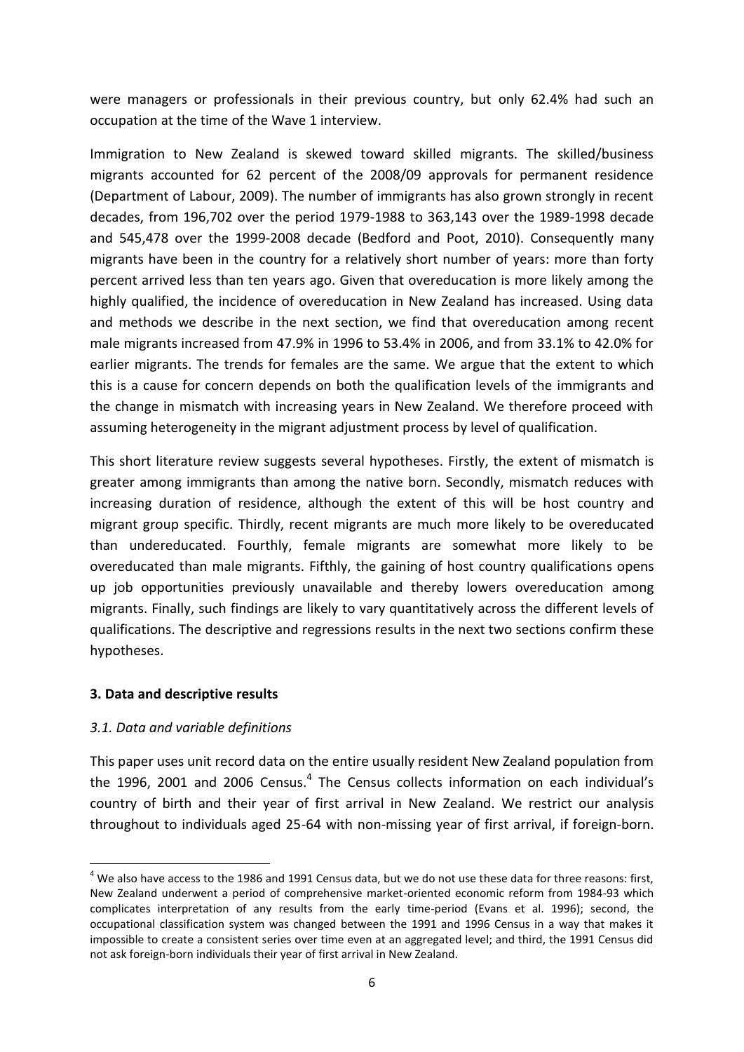were managers or professionals in their previous country, but only 62.4% had such an occupation at the time of the Wave 1 interview.

Immigration to New Zealand is skewed toward skilled migrants. The skilled/business migrants accounted for 62 percent of the 2008/09 approvals for permanent residence (Department of Labour, 2009). The number of immigrants has also grown strongly in recent decades, from 196,702 over the period 1979-1988 to 363,143 over the 1989-1998 decade and 545,478 over the 1999-2008 decade (Bedford and Poot, 2010). Consequently many migrants have been in the country for a relatively short number of years: more than forty percent arrived less than ten years ago. Given that overeducation is more likely among the highly qualified, the incidence of overeducation in New Zealand has increased. Using data and methods we describe in the next section, we find that overeducation among recent male migrants increased from 47.9% in 1996 to 53.4% in 2006, and from 33.1% to 42.0% for earlier migrants. The trends for females are the same. We argue that the extent to which this is a cause for concern depends on both the qualification levels of the immigrants and the change in mismatch with increasing years in New Zealand. We therefore proceed with assuming heterogeneity in the migrant adjustment process by level of qualification.

This short literature review suggests several hypotheses. Firstly, the extent of mismatch is greater among immigrants than among the native born. Secondly, mismatch reduces with increasing duration of residence, although the extent of this will be host country and migrant group specific. Thirdly, recent migrants are much more likely to be overeducated than undereducated. Fourthly, female migrants are somewhat more likely to be overeducated than male migrants. Fifthly, the gaining of host country qualifications opens up job opportunities previously unavailable and thereby lowers overeducation among migrants. Finally, such findings are likely to vary quantitatively across the different levels of qualifications. The descriptive and regressions results in the next two sections confirm these hypotheses.

## 3. Data and descriptive results

### *3.1. Data and variable definitions*

This paper uses unit record data on the entire usually resident New Zealand population from the 1996, 2001 and 2006 Census.[4] The Census collects information on each individual's country of birth and their year of first arrival in New Zealand. We restrict our analysis throughout to individuals aged 25-64 with non-missing year of first arrival, if foreign-born.

---

[4] We also have access to the 1986 and 1991 Census data, but we do not use these data for three reasons: first, New Zealand underwent a period of comprehensive market-oriented economic reform from 1984-93 which complicates interpretation of any results from the early time-period (Evans et al. 1996); second, the occupational classification system was changed between the 1991 and 1996 Census in a way that makes it impossible to create a consistent series over time even at an aggregated level; and third, the 1991 Census did not ask foreign-born individuals their year of first arrival in New Zealand.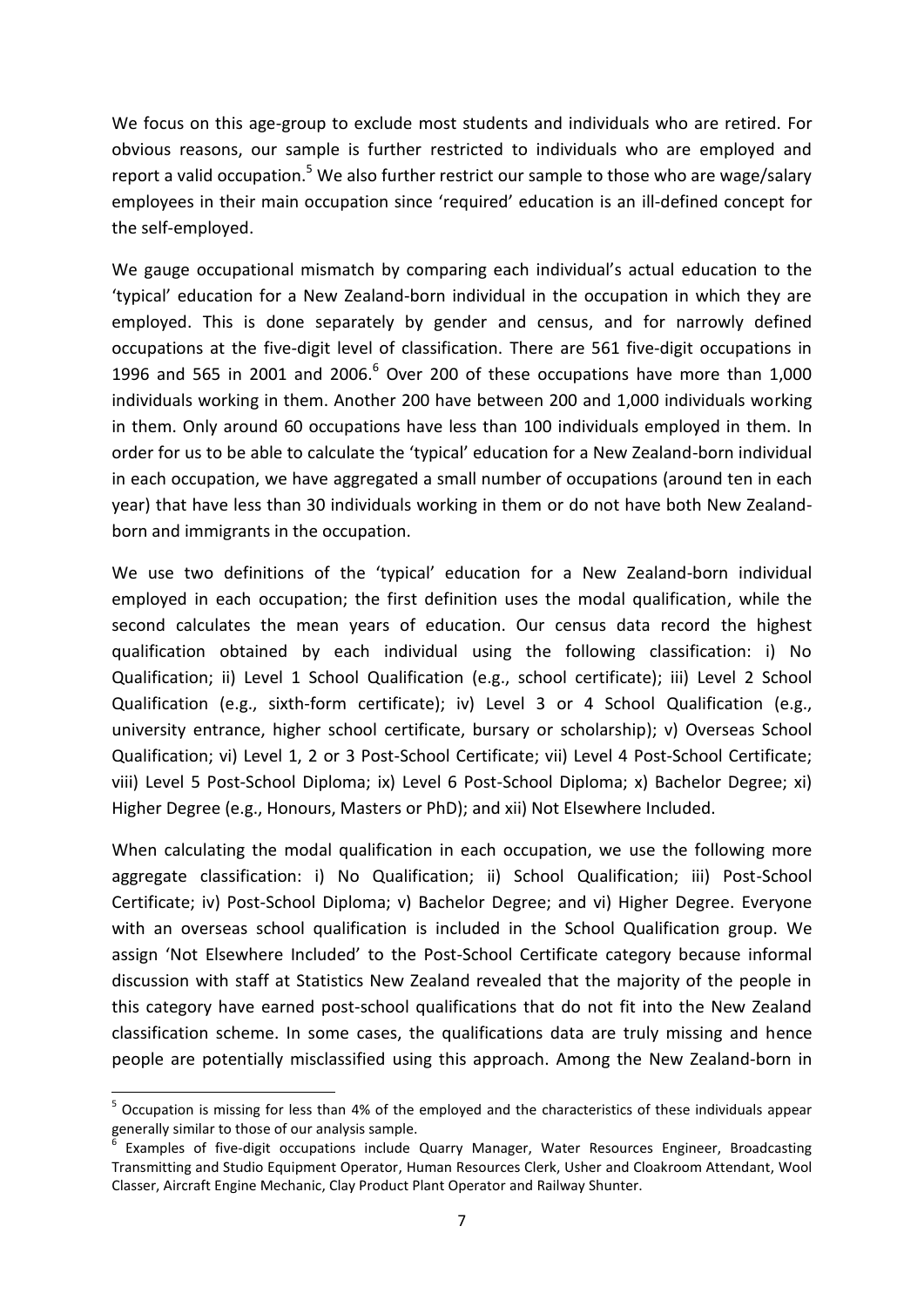We focus on this age-group to exclude most students and individuals who are retired. For obvious reasons, our sample is further restricted to individuals who are employed and report a valid occupation.[5] We also further restrict our sample to those who are wage/salary employees in their main occupation since 'required' education is an ill-defined concept for the self-employed.

We gauge occupational mismatch by comparing each individual's actual education to the 'typical' education for a New Zealand-born individual in the occupation in which they are employed. This is done separately by gender and census, and for narrowly defined occupations at the five-digit level of classification. There are 561 five-digit occupations in 1996 and 565 in 2001 and 2006.[6] Over 200 of these occupations have more than 1,000 individuals working in them. Another 200 have between 200 and 1,000 individuals working in them. Only around 60 occupations have less than 100 individuals employed in them. In order for us to be able to calculate the 'typical' education for a New Zealand-born individual in each occupation, we have aggregated a small number of occupations (around ten in each year) that have less than 30 individuals working in them or do not have both New Zealand-born and immigrants in the occupation.

We use two definitions of the 'typical' education for a New Zealand-born individual employed in each occupation; the first definition uses the modal qualification, while the second calculates the mean years of education. Our census data record the highest qualification obtained by each individual using the following classification: i) No Qualification; ii) Level 1 School Qualification (e.g., school certificate); iii) Level 2 School Qualification (e.g., sixth-form certificate); iv) Level 3 or 4 School Qualification (e.g., university entrance, higher school certificate, bursary or scholarship); v) Overseas School Qualification; vi) Level 1, 2 or 3 Post-School Certificate; vii) Level 4 Post-School Certificate; viii) Level 5 Post-School Diploma; ix) Level 6 Post-School Diploma; x) Bachelor Degree; xi) Higher Degree (e.g., Honours, Masters or PhD); and xii) Not Elsewhere Included.

When calculating the modal qualification in each occupation, we use the following more aggregate classification: i) No Qualification; ii) School Qualification; iii) Post-School Certificate; iv) Post-School Diploma; v) Bachelor Degree; and vi) Higher Degree. Everyone with an overseas school qualification is included in the School Qualification group. We assign 'Not Elsewhere Included' to the Post-School Certificate category because informal discussion with staff at Statistics New Zealand revealed that the majority of the people in this category have earned post-school qualifications that do not fit into the New Zealand classification scheme. In some cases, the qualifications data are truly missing and hence people are potentially misclassified using this approach. Among the New Zealand-born in

[5] Occupation is missing for less than 4% of the employed and the characteristics of these individuals appear generally similar to those of our analysis sample.

[6] Examples of five-digit occupations include Quarry Manager, Water Resources Engineer, Broadcasting Transmitting and Studio Equipment Operator, Human Resources Clerk, Usher and Cloakroom Attendant, Wool Classer, Aircraft Engine Mechanic, Clay Product Plant Operator and Railway Shunter.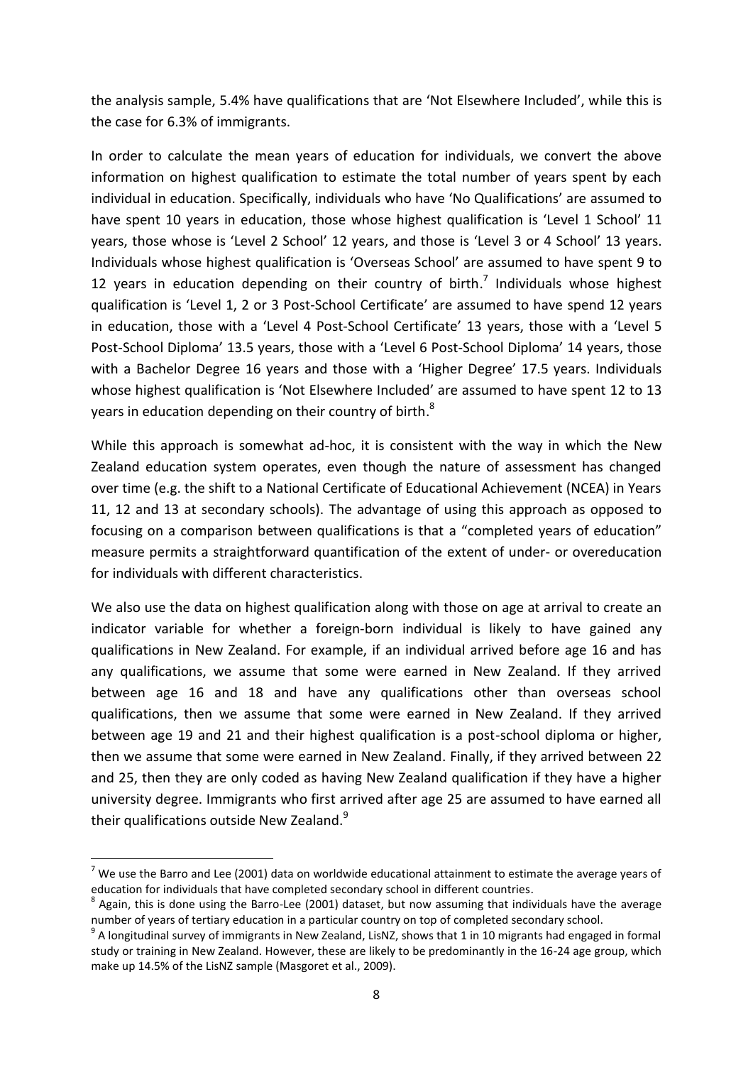the analysis sample, 5.4% have qualifications that are 'Not Elsewhere Included', while this is the case for 6.3% of immigrants.

In order to calculate the mean years of education for individuals, we convert the above information on highest qualification to estimate the total number of years spent by each individual in education. Specifically, individuals who have 'No Qualifications' are assumed to have spent 10 years in education, those whose highest qualification is 'Level 1 School' 11 years, those whose is 'Level 2 School' 12 years, and those is 'Level 3 or 4 School' 13 years. Individuals whose highest qualification is 'Overseas School' are assumed to have spent 9 to 12 years in education depending on their country of birth.[7] Individuals whose highest qualification is 'Level 1, 2 or 3 Post-School Certificate' are assumed to have spend 12 years in education, those with a 'Level 4 Post-School Certificate' 13 years, those with a 'Level 5 Post-School Diploma' 13.5 years, those with a 'Level 6 Post-School Diploma' 14 years, those with a Bachelor Degree 16 years and those with a 'Higher Degree' 17.5 years. Individuals whose highest qualification is 'Not Elsewhere Included' are assumed to have spent 12 to 13 years in education depending on their country of birth.[8]

While this approach is somewhat ad-hoc, it is consistent with the way in which the New Zealand education system operates, even though the nature of assessment has changed over time (e.g. the shift to a National Certificate of Educational Achievement (NCEA) in Years 11, 12 and 13 at secondary schools). The advantage of using this approach as opposed to focusing on a comparison between qualifications is that a "completed years of education" measure permits a straightforward quantification of the extent of under- or overeducation for individuals with different characteristics.

We also use the data on highest qualification along with those on age at arrival to create an indicator variable for whether a foreign-born individual is likely to have gained any qualifications in New Zealand. For example, if an individual arrived before age 16 and has any qualifications, we assume that some were earned in New Zealand. If they arrived between age 16 and 18 and have any qualifications other than overseas school qualifications, then we assume that some were earned in New Zealand. If they arrived between age 19 and 21 and their highest qualification is a post-school diploma or higher, then we assume that some were earned in New Zealand. Finally, if they arrived between 22 and 25, then they are only coded as having New Zealand qualification if they have a higher university degree. Immigrants who first arrived after age 25 are assumed to have earned all their qualifications outside New Zealand.[9]

---

[7] We use the Barro and Lee (2001) data on worldwide educational attainment to estimate the average years of education for individuals that have completed secondary school in different countries.

[8] Again, this is done using the Barro-Lee (2001) dataset, but now assuming that individuals have the average number of years of tertiary education in a particular country on top of completed secondary school.

[9] A longitudinal survey of immigrants in New Zealand, LisNZ, shows that 1 in 10 migrants had engaged in formal study or training in New Zealand. However, these are likely to be predominantly in the 16-24 age group, which make up 14.5% of the LisNZ sample (Masgoret et al., 2009).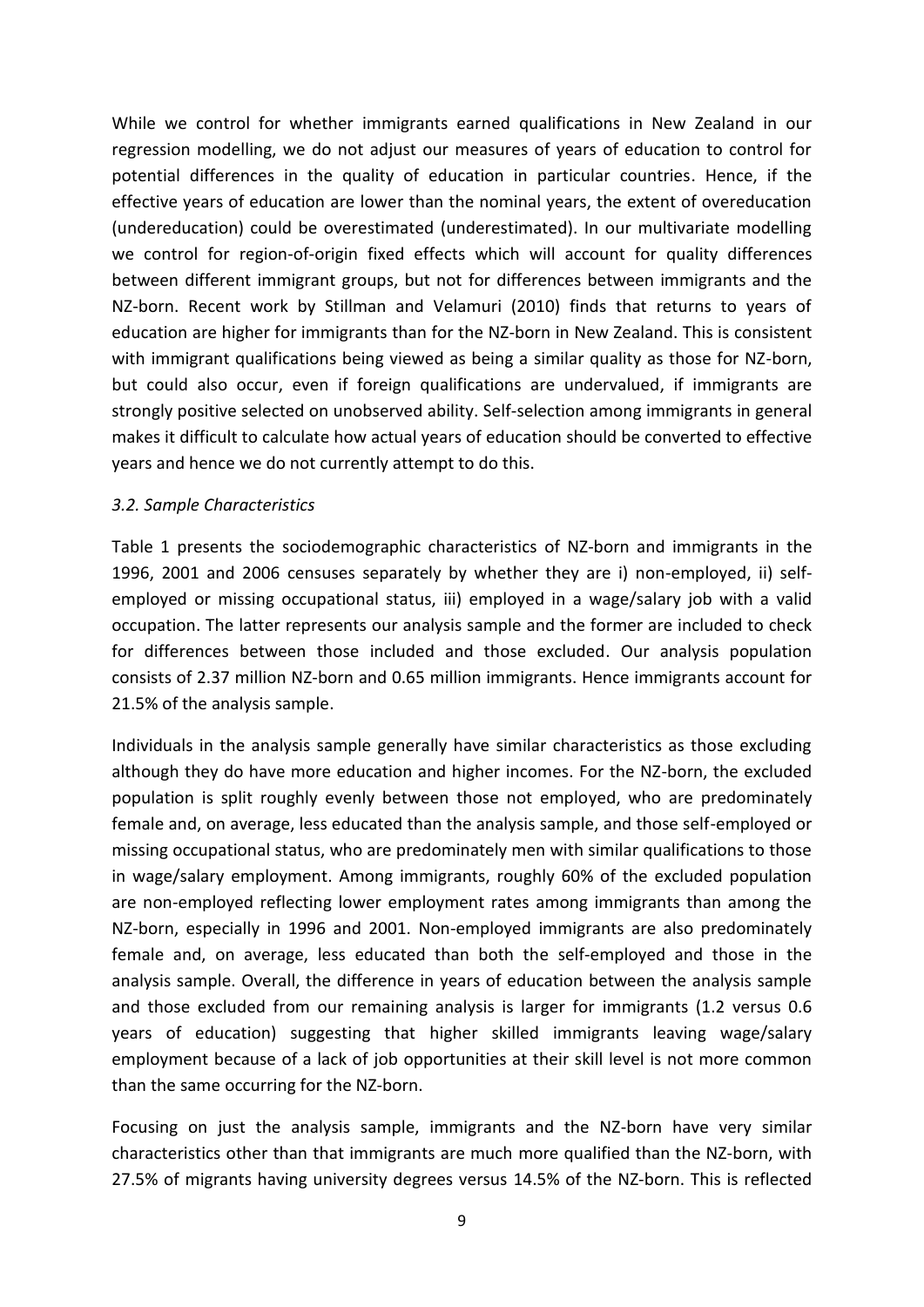While we control for whether immigrants earned qualifications in New Zealand in our regression modelling, we do not adjust our measures of years of education to control for potential differences in the quality of education in particular countries. Hence, if the effective years of education are lower than the nominal years, the extent of overeducation (undereducation) could be overestimated (underestimated). In our multivariate modelling we control for region-of-origin fixed effects which will account for quality differences between different immigrant groups, but not for differences between immigrants and the NZ-born. Recent work by Stillman and Velamuri (2010) finds that returns to years of education are higher for immigrants than for the NZ-born in New Zealand. This is consistent with immigrant qualifications being viewed as being a similar quality as those for NZ-born, but could also occur, even if foreign qualifications are undervalued, if immigrants are strongly positive selected on unobserved ability. Self-selection among immigrants in general makes it difficult to calculate how actual years of education should be converted to effective years and hence we do not currently attempt to do this.

### *3.2. Sample Characteristics*

Table 1 presents the sociodemographic characteristics of NZ-born and immigrants in the 1996, 2001 and 2006 censuses separately by whether they are i) non-employed, ii) self-employed or missing occupational status, iii) employed in a wage/salary job with a valid occupation. The latter represents our analysis sample and the former are included to check for differences between those included and those excluded. Our analysis population consists of 2.37 million NZ-born and 0.65 million immigrants. Hence immigrants account for 21.5% of the analysis sample.

Individuals in the analysis sample generally have similar characteristics as those excluding although they do have more education and higher incomes. For the NZ-born, the excluded population is split roughly evenly between those not employed, who are predominately female and, on average, less educated than the analysis sample, and those self-employed or missing occupational status, who are predominately men with similar qualifications to those in wage/salary employment. Among immigrants, roughly 60% of the excluded population are non-employed reflecting lower employment rates among immigrants than among the NZ-born, especially in 1996 and 2001. Non-employed immigrants are also predominately female and, on average, less educated than both the self-employed and those in the analysis sample. Overall, the difference in years of education between the analysis sample and those excluded from our remaining analysis is larger for immigrants (1.2 versus 0.6 years of education) suggesting that higher skilled immigrants leaving wage/salary employment because of a lack of job opportunities at their skill level is not more common than the same occurring for the NZ-born.

Focusing on just the analysis sample, immigrants and the NZ-born have very similar characteristics other than that immigrants are much more qualified than the NZ-born, with 27.5% of migrants having university degrees versus 14.5% of the NZ-born. This is reflected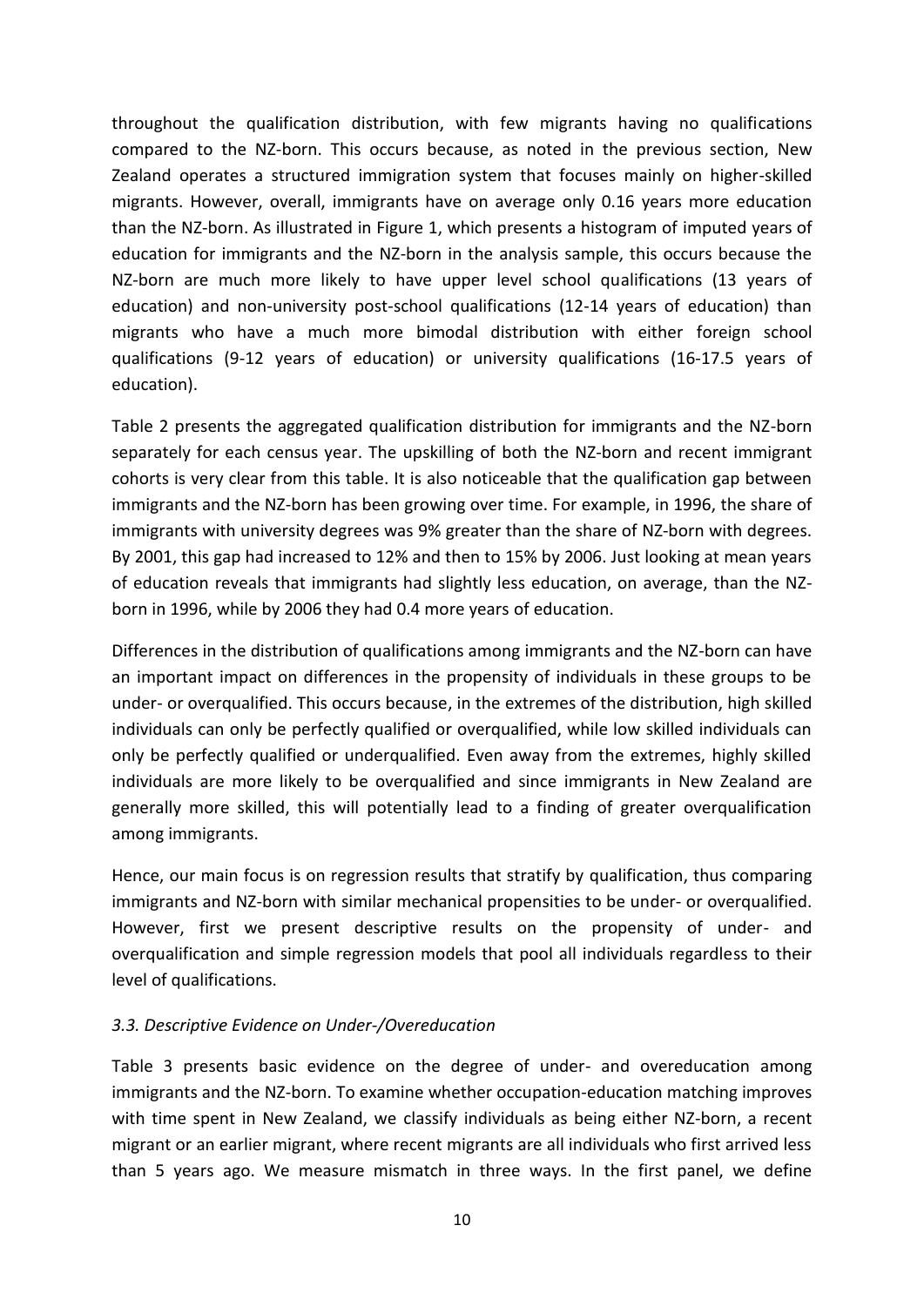throughout the qualification distribution, with few migrants having no qualifications compared to the NZ-born. This occurs because, as noted in the previous section, New Zealand operates a structured immigration system that focuses mainly on higher-skilled migrants. However, overall, immigrants have on average only 0.16 years more education than the NZ-born. As illustrated in Figure 1, which presents a histogram of imputed years of education for immigrants and the NZ-born in the analysis sample, this occurs because the NZ-born are much more likely to have upper level school qualifications (13 years of education) and non-university post-school qualifications (12-14 years of education) than migrants who have a much more bimodal distribution with either foreign school qualifications (9-12 years of education) or university qualifications (16-17.5 years of education).

Table 2 presents the aggregated qualification distribution for immigrants and the NZ-born separately for each census year. The upskilling of both the NZ-born and recent immigrant cohorts is very clear from this table. It is also noticeable that the qualification gap between immigrants and the NZ-born has been growing over time. For example, in 1996, the share of immigrants with university degrees was 9% greater than the share of NZ-born with degrees. By 2001, this gap had increased to 12% and then to 15% by 2006. Just looking at mean years of education reveals that immigrants had slightly less education, on average, than the NZ-born in 1996, while by 2006 they had 0.4 more years of education.

Differences in the distribution of qualifications among immigrants and the NZ-born can have an important impact on differences in the propensity of individuals in these groups to be under- or overqualified. This occurs because, in the extremes of the distribution, high skilled individuals can only be perfectly qualified or overqualified, while low skilled individuals can only be perfectly qualified or underqualified. Even away from the extremes, highly skilled individuals are more likely to be overqualified and since immigrants in New Zealand are generally more skilled, this will potentially lead to a finding of greater overqualification among immigrants.

Hence, our main focus is on regression results that stratify by qualification, thus comparing immigrants and NZ-born with similar mechanical propensities to be under- or overqualified. However, first we present descriptive results on the propensity of under- and overqualification and simple regression models that pool all individuals regardless to their level of qualifications.

### *3.3. Descriptive Evidence on Under-/Overeducation*

Table 3 presents basic evidence on the degree of under- and overeducation among immigrants and the NZ-born. To examine whether occupation-education matching improves with time spent in New Zealand, we classify individuals as being either NZ-born, a recent migrant or an earlier migrant, where recent migrants are all individuals who first arrived less than 5 years ago. We measure mismatch in three ways. In the first panel, we define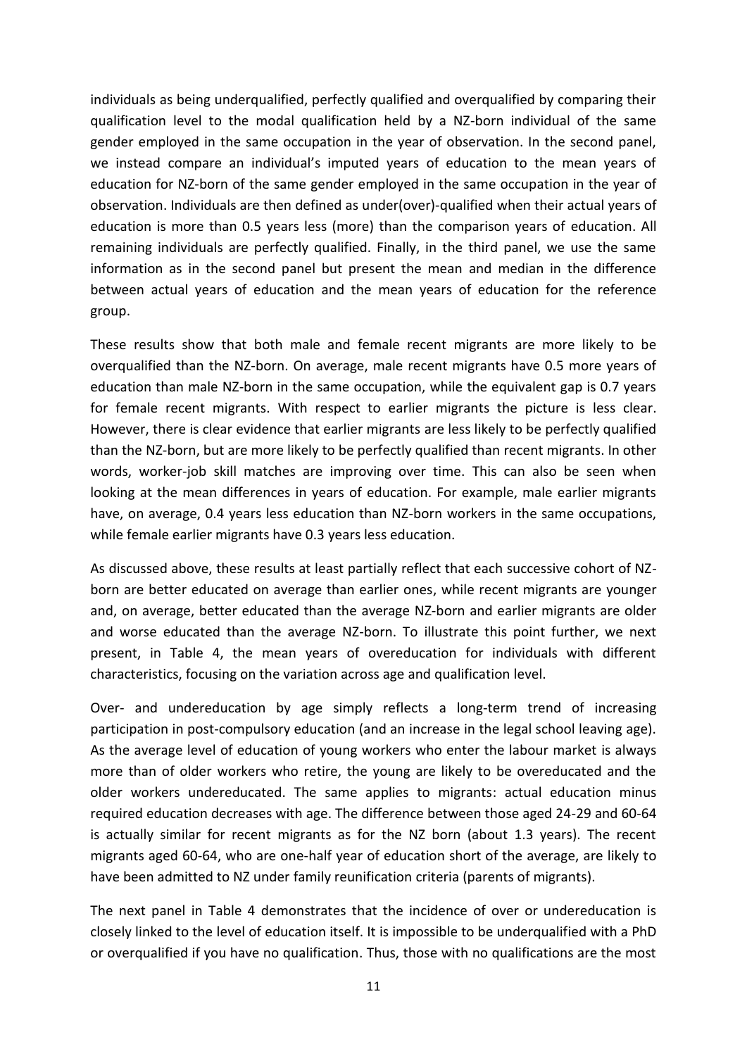individuals as being underqualified, perfectly qualified and overqualified by comparing their qualification level to the modal qualification held by a NZ-born individual of the same gender employed in the same occupation in the year of observation. In the second panel, we instead compare an individual's imputed years of education to the mean years of education for NZ-born of the same gender employed in the same occupation in the year of observation. Individuals are then defined as under(over)-qualified when their actual years of education is more than 0.5 years less (more) than the comparison years of education. All remaining individuals are perfectly qualified. Finally, in the third panel, we use the same information as in the second panel but present the mean and median in the difference between actual years of education and the mean years of education for the reference group.

These results show that both male and female recent migrants are more likely to be overqualified than the NZ-born. On average, male recent migrants have 0.5 more years of education than male NZ-born in the same occupation, while the equivalent gap is 0.7 years for female recent migrants. With respect to earlier migrants the picture is less clear. However, there is clear evidence that earlier migrants are less likely to be perfectly qualified than the NZ-born, but are more likely to be perfectly qualified than recent migrants. In other words, worker-job skill matches are improving over time. This can also be seen when looking at the mean differences in years of education. For example, male earlier migrants have, on average, 0.4 years less education than NZ-born workers in the same occupations, while female earlier migrants have 0.3 years less education.

As discussed above, these results at least partially reflect that each successive cohort of NZ-born are better educated on average than earlier ones, while recent migrants are younger and, on average, better educated than the average NZ-born and earlier migrants are older and worse educated than the average NZ-born. To illustrate this point further, we next present, in Table 4, the mean years of overeducation for individuals with different characteristics, focusing on the variation across age and qualification level.

Over- and undereducation by age simply reflects a long-term trend of increasing participation in post-compulsory education (and an increase in the legal school leaving age). As the average level of education of young workers who enter the labour market is always more than of older workers who retire, the young are likely to be overeducated and the older workers undereducated. The same applies to migrants: actual education minus required education decreases with age. The difference between those aged 24-29 and 60-64 is actually similar for recent migrants as for the NZ born (about 1.3 years). The recent migrants aged 60-64, who are one-half year of education short of the average, are likely to have been admitted to NZ under family reunification criteria (parents of migrants).

The next panel in Table 4 demonstrates that the incidence of over or undereducation is closely linked to the level of education itself. It is impossible to be underqualified with a PhD or overqualified if you have no qualification. Thus, those with no qualifications are the most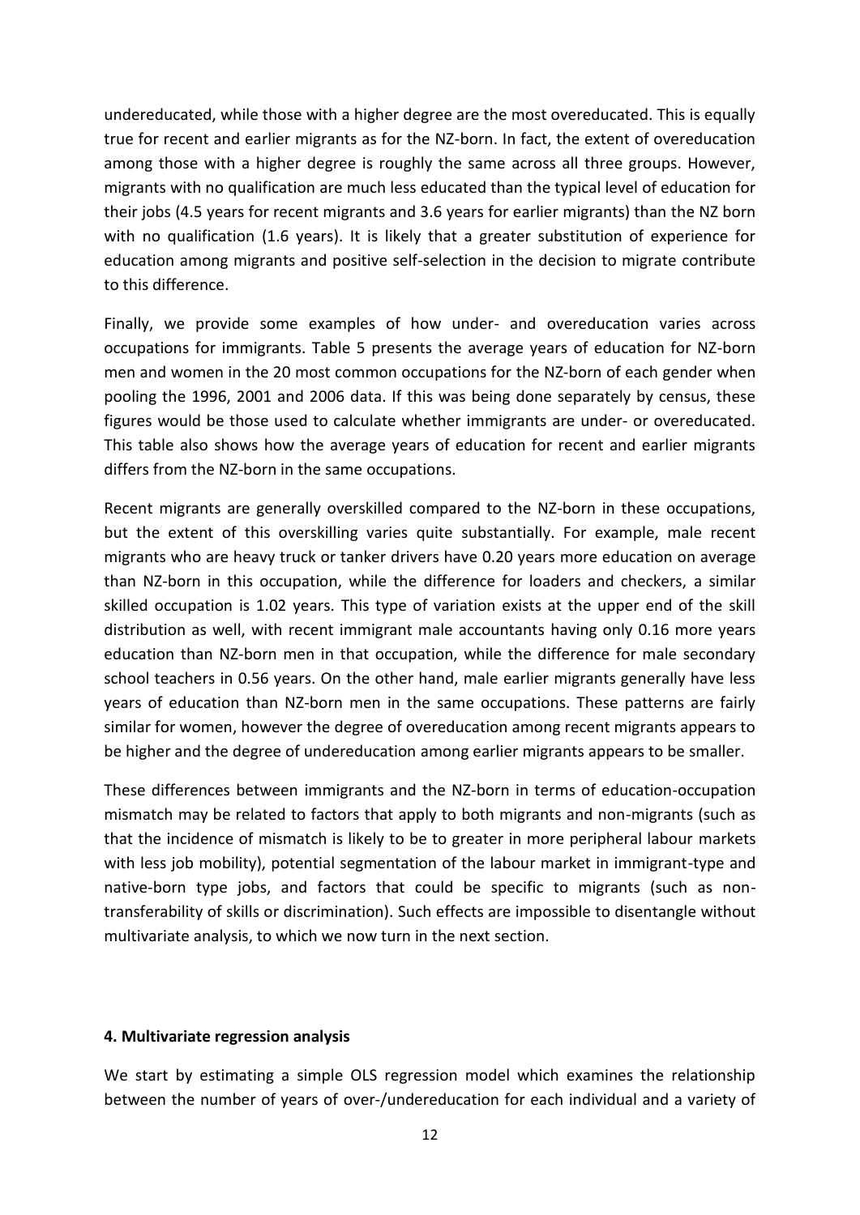undereducated, while those with a higher degree are the most overeducated. This is equally true for recent and earlier migrants as for the NZ-born. In fact, the extent of overeducation among those with a higher degree is roughly the same across all three groups. However, migrants with no qualification are much less educated than the typical level of education for their jobs (4.5 years for recent migrants and 3.6 years for earlier migrants) than the NZ born with no qualification (1.6 years). It is likely that a greater substitution of experience for education among migrants and positive self-selection in the decision to migrate contribute to this difference.

Finally, we provide some examples of how under- and overeducation varies across occupations for immigrants. Table 5 presents the average years of education for NZ-born men and women in the 20 most common occupations for the NZ-born of each gender when pooling the 1996, 2001 and 2006 data. If this was being done separately by census, these figures would be those used to calculate whether immigrants are under- or overeducated. This table also shows how the average years of education for recent and earlier migrants differs from the NZ-born in the same occupations.

Recent migrants are generally overskilled compared to the NZ-born in these occupations, but the extent of this overskilling varies quite substantially. For example, male recent migrants who are heavy truck or tanker drivers have 0.20 years more education on average than NZ-born in this occupation, while the difference for loaders and checkers, a similar skilled occupation is 1.02 years. This type of variation exists at the upper end of the skill distribution as well, with recent immigrant male accountants having only 0.16 more years education than NZ-born men in that occupation, while the difference for male secondary school teachers in 0.56 years. On the other hand, male earlier migrants generally have less years of education than NZ-born men in the same occupations. These patterns are fairly similar for women, however the degree of overeducation among recent migrants appears to be higher and the degree of undereducation among earlier migrants appears to be smaller.

These differences between immigrants and the NZ-born in terms of education-occupation mismatch may be related to factors that apply to both migrants and non-migrants (such as that the incidence of mismatch is likely to be to greater in more peripheral labour markets with less job mobility), potential segmentation of the labour market in immigrant-type and native-born type jobs, and factors that could be specific to migrants (such as non-transferability of skills or discrimination). Such effects are impossible to disentangle without multivariate analysis, to which we now turn in the next section.

#### 4. Multivariate regression analysis

We start by estimating a simple OLS regression model which examines the relationship between the number of years of over-/undereducation for each individual and a variety of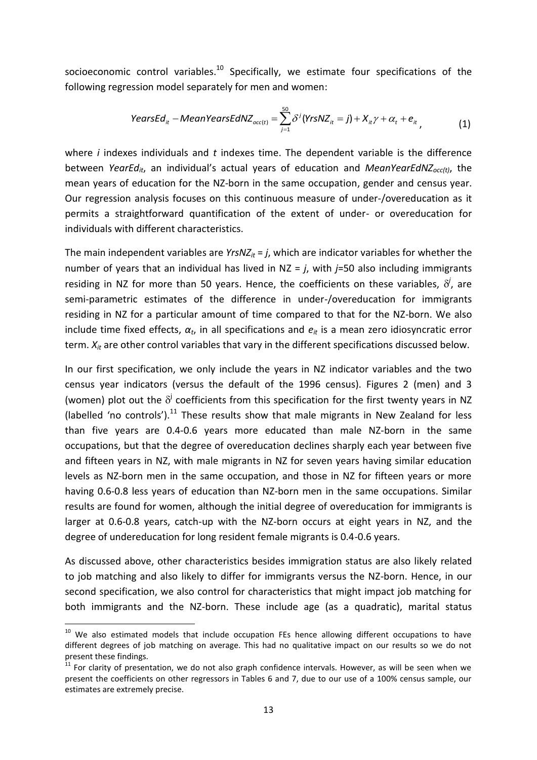socioeconomic control variables.[10] Specifically, we estimate four specifications of the following regression model separately for men and women:

$$YearsEd_{it} - MeanYearsEdNZ_{occ(t)} = \sum_{j=1}^{50} \delta^j (YrsNZ_{it} = j) + X_{it}\gamma + \alpha_t + e_{it}, \qquad (1)$$

where *i* indexes individuals and *t* indexes time. The dependent variable is the difference between $YearEd_{it}$, an individual's actual years of education and $MeanYearEdNZ_{occ(t)}$, the mean years of education for the NZ-born in the same occupation, gender and census year. Our regression analysis focuses on this continuous measure of under-/overeducation as it permits a straightforward quantification of the extent of under- or overeducation for individuals with different characteristics.

The main independent variables are $YrsNZ_{it} = j$, which are indicator variables for whether the number of years that an individual has lived in NZ = *j*, with *j*=50 also including immigrants residing in NZ for more than 50 years. Hence, the coefficients on these variables, $\delta^j$, are semi-parametric estimates of the difference in under-/overeducation for immigrants residing in NZ for a particular amount of time compared to that for the NZ-born. We also include time fixed effects, $\alpha_t$, in all specifications and $e_{it}$ is a mean zero idiosyncratic error term. $X_{it}$ are other control variables that vary in the different specifications discussed below.

In our first specification, we only include the years in NZ indicator variables and the two census year indicators (versus the default of the 1996 census). Figures 2 (men) and 3 (women) plot out the $\delta^j$ coefficients from this specification for the first twenty years in NZ (labelled 'no controls').[11] These results show that male migrants in New Zealand for less than five years are 0.4-0.6 years more educated than male NZ-born in the same occupations, but that the degree of overeducation declines sharply each year between five and fifteen years in NZ, with male migrants in NZ for seven years having similar education levels as NZ-born men in the same occupation, and those in NZ for fifteen years or more having 0.6-0.8 less years of education than NZ-born men in the same occupations. Similar results are found for women, although the initial degree of overeducation for immigrants is larger at 0.6-0.8 years, catch-up with the NZ-born occurs at eight years in NZ, and the degree of undereducation for long resident female migrants is 0.4-0.6 years.

As discussed above, other characteristics besides immigration status are also likely related to job matching and also likely to differ for immigrants versus the NZ-born. Hence, in our second specification, we also control for characteristics that might impact job matching for both immigrants and the NZ-born. These include age (as a quadratic), marital status

---

[10] We also estimated models that include occupation FEs hence allowing different occupations to have different degrees of job matching on average. This had no qualitative impact on our results so we do not present these findings.

[11] For clarity of presentation, we do not also graph confidence intervals. However, as will be seen when we present the coefficients on other regressors in Tables 6 and 7, due to our use of a 100% census sample, our estimates are extremely precise.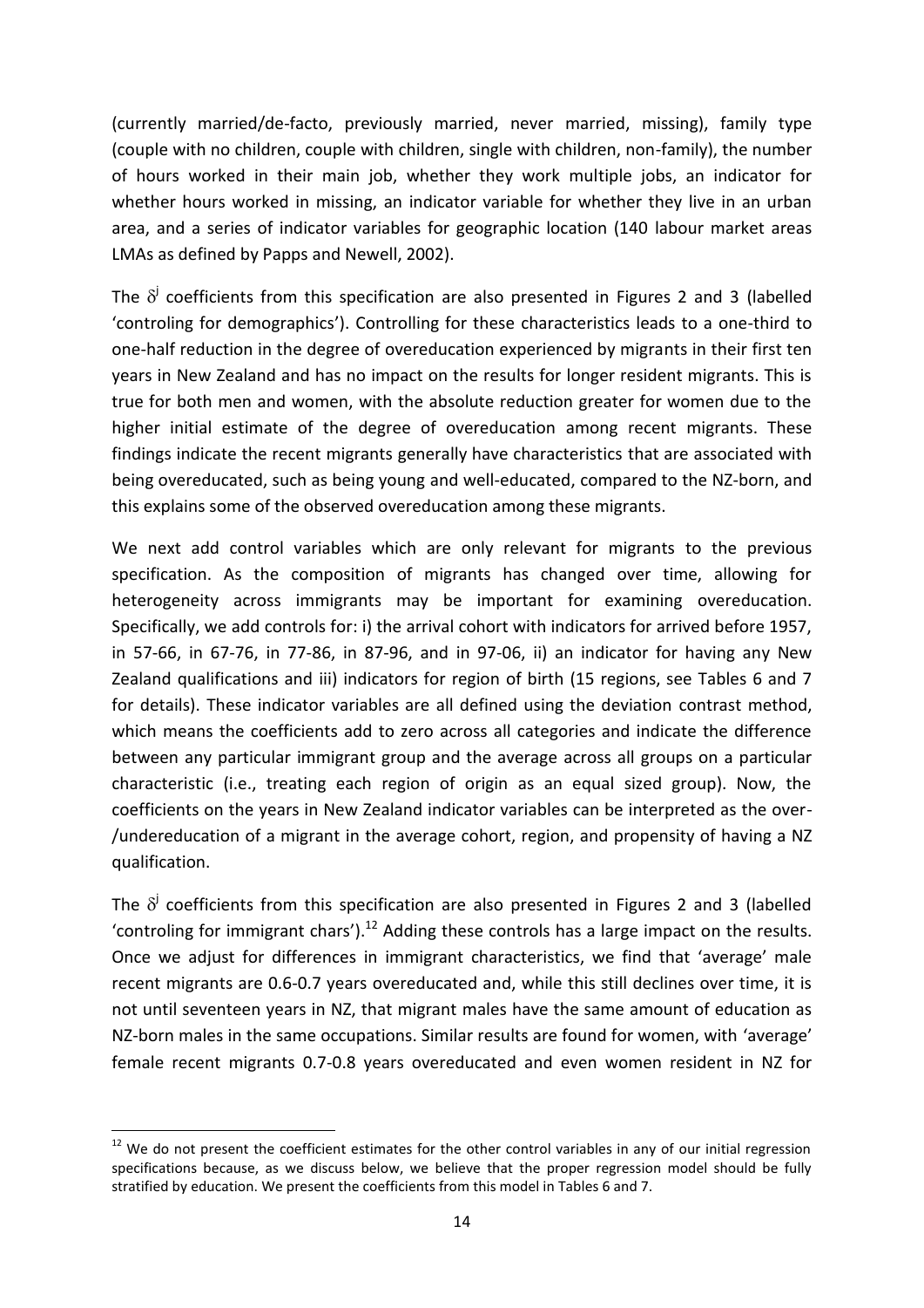(currently married/de-facto, previously married, never married, missing), family type (couple with no children, couple with children, single with children, non-family), the number of hours worked in their main job, whether they work multiple jobs, an indicator for whether hours worked in missing, an indicator variable for whether they live in an urban area, and a series of indicator variables for geographic location (140 labour market areas LMAs as defined by Papps and Newell, 2002).

The $\delta^j$ coefficients from this specification are also presented in Figures 2 and 3 (labelled 'controling for demographics'). Controlling for these characteristics leads to a one-third to one-half reduction in the degree of overeducation experienced by migrants in their first ten years in New Zealand and has no impact on the results for longer resident migrants. This is true for both men and women, with the absolute reduction greater for women due to the higher initial estimate of the degree of overeducation among recent migrants. These findings indicate the recent migrants generally have characteristics that are associated with being overeducated, such as being young and well-educated, compared to the NZ-born, and this explains some of the observed overeducation among these migrants.

We next add control variables which are only relevant for migrants to the previous specification. As the composition of migrants has changed over time, allowing for heterogeneity across immigrants may be important for examining overeducation. Specifically, we add controls for: i) the arrival cohort with indicators for arrived before 1957, in 57-66, in 67-76, in 77-86, in 87-96, and in 97-06, ii) an indicator for having any New Zealand qualifications and iii) indicators for region of birth (15 regions, see Tables 6 and 7 for details). These indicator variables are all defined using the deviation contrast method, which means the coefficients add to zero across all categories and indicate the difference between any particular immigrant group and the average across all groups on a particular characteristic (i.e., treating each region of origin as an equal sized group). Now, the coefficients on the years in New Zealand indicator variables can be interpreted as the over-/undereducation of a migrant in the average cohort, region, and propensity of having a NZ qualification.

The $\delta^j$ coefficients from this specification are also presented in Figures 2 and 3 (labelled 'controling for immigrant chars').[12] Adding these controls has a large impact on the results. Once we adjust for differences in immigrant characteristics, we find that 'average' male recent migrants are 0.6-0.7 years overeducated and, while this still declines over time, it is not until seventeen years in NZ, that migrant males have the same amount of education as NZ-born males in the same occupations. Similar results are found for women, with 'average' female recent migrants 0.7-0.8 years overeducated and even women resident in NZ for

[12] We do not present the coefficient estimates for the other control variables in any of our initial regression specifications because, as we discuss below, we believe that the proper regression model should be fully stratified by education. We present the coefficients from this model in Tables 6 and 7.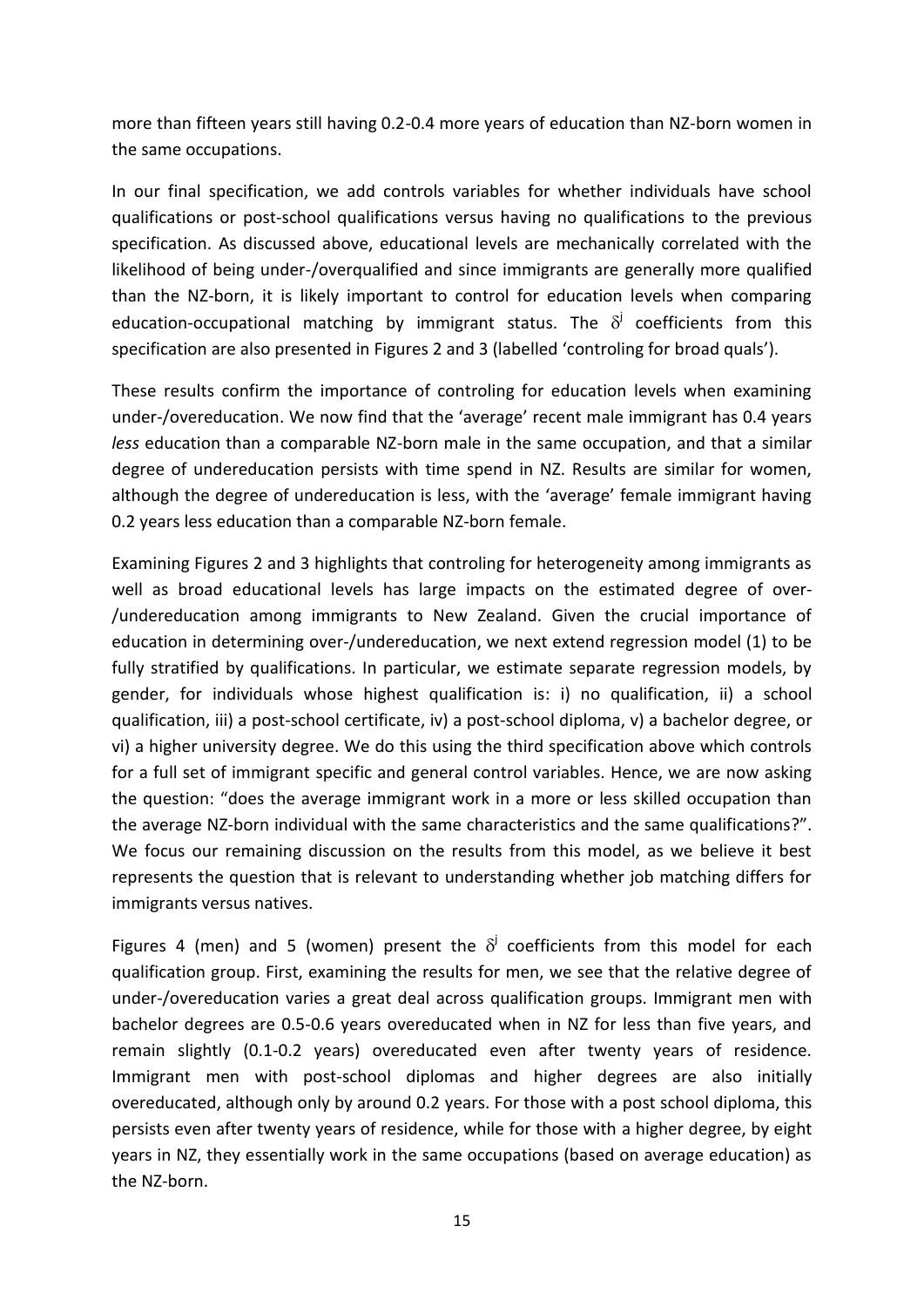more than fifteen years still having 0.2-0.4 more years of education than NZ-born women in the same occupations.

In our final specification, we add controls variables for whether individuals have school qualifications or post-school qualifications versus having no qualifications to the previous specification. As discussed above, educational levels are mechanically correlated with the likelihood of being under-/overqualified and since immigrants are generally more qualified than the NZ-born, it is likely important to control for education levels when comparing education-occupational matching by immigrant status. The $\delta^j$ coefficients from this specification are also presented in Figures 2 and 3 (labelled 'controling for broad quals').

These results confirm the importance of controling for education levels when examining under-/overeducation. We now find that the 'average' recent male immigrant has 0.4 years *less* education than a comparable NZ-born male in the same occupation, and that a similar degree of undereducation persists with time spend in NZ. Results are similar for women, although the degree of undereducation is less, with the 'average' female immigrant having 0.2 years less education than a comparable NZ-born female.

Examining Figures 2 and 3 highlights that controling for heterogeneity among immigrants as well as broad educational levels has large impacts on the estimated degree of over-/undereducation among immigrants to New Zealand. Given the crucial importance of education in determining over-/undereducation, we next extend regression model (1) to be fully stratified by qualifications. In particular, we estimate separate regression models, by gender, for individuals whose highest qualification is: i) no qualification, ii) a school qualification, iii) a post-school certificate, iv) a post-school diploma, v) a bachelor degree, or vi) a higher university degree. We do this using the third specification above which controls for a full set of immigrant specific and general control variables. Hence, we are now asking the question: "does the average immigrant work in a more or less skilled occupation than the average NZ-born individual with the same characteristics and the same qualifications?". We focus our remaining discussion on the results from this model, as we believe it best represents the question that is relevant to understanding whether job matching differs for immigrants versus natives.

Figures 4 (men) and 5 (women) present the $\delta^j$ coefficients from this model for each qualification group. First, examining the results for men, we see that the relative degree of under-/overeducation varies a great deal across qualification groups. Immigrant men with bachelor degrees are 0.5-0.6 years overeducated when in NZ for less than five years, and remain slightly (0.1-0.2 years) overeducated even after twenty years of residence. Immigrant men with post-school diplomas and higher degrees are also initially overeducated, although only by around 0.2 years. For those with a post school diploma, this persists even after twenty years of residence, while for those with a higher degree, by eight years in NZ, they essentially work in the same occupations (based on average education) as the NZ-born.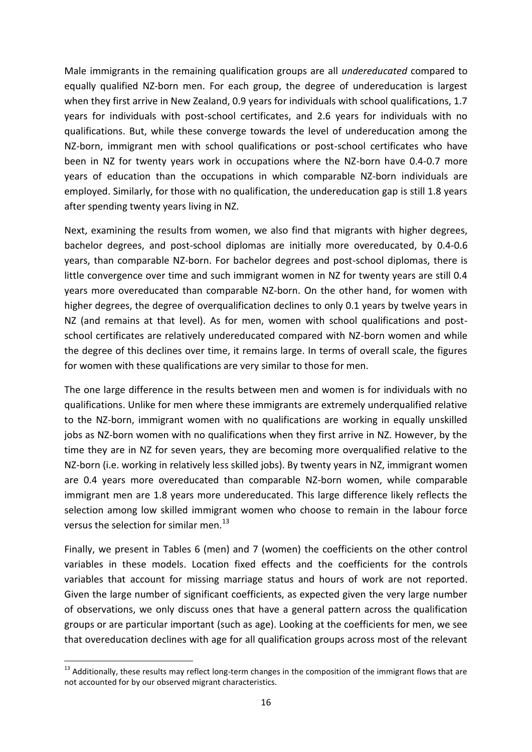Male immigrants in the remaining qualification groups are all *undereducated* compared to equally qualified NZ-born men. For each group, the degree of undereducation is largest when they first arrive in New Zealand, 0.9 years for individuals with school qualifications, 1.7 years for individuals with post-school certificates, and 2.6 years for individuals with no qualifications. But, while these converge towards the level of undereducation among the NZ-born, immigrant men with school qualifications or post-school certificates who have been in NZ for twenty years work in occupations where the NZ-born have 0.4-0.7 more years of education than the occupations in which comparable NZ-born individuals are employed. Similarly, for those with no qualification, the undereducation gap is still 1.8 years after spending twenty years living in NZ.

Next, examining the results from women, we also find that migrants with higher degrees, bachelor degrees, and post-school diplomas are initially more overeducated, by 0.4-0.6 years, than comparable NZ-born. For bachelor degrees and post-school diplomas, there is little convergence over time and such immigrant women in NZ for twenty years are still 0.4 years more overeducated than comparable NZ-born. On the other hand, for women with higher degrees, the degree of overqualification declines to only 0.1 years by twelve years in NZ (and remains at that level). As for men, women with school qualifications and post-school certificates are relatively undereducated compared with NZ-born women and while the degree of this declines over time, it remains large. In terms of overall scale, the figures for women with these qualifications are very similar to those for men.

The one large difference in the results between men and women is for individuals with no qualifications. Unlike for men where these immigrants are extremely underqualified relative to the NZ-born, immigrant women with no qualifications are working in equally unskilled jobs as NZ-born women with no qualifications when they first arrive in NZ. However, by the time they are in NZ for seven years, they are becoming more overqualified relative to the NZ-born (i.e. working in relatively less skilled jobs). By twenty years in NZ, immigrant women are 0.4 years more overeducated than comparable NZ-born women, while comparable immigrant men are 1.8 years more undereducated. This large difference likely reflects the selection among low skilled immigrant women who choose to remain in the labour force versus the selection for similar men.[13]

Finally, we present in Tables 6 (men) and 7 (women) the coefficients on the other control variables in these models. Location fixed effects and the coefficients for the controls variables that account for missing marriage status and hours of work are not reported. Given the large number of significant coefficients, as expected given the very large number of observations, we only discuss ones that have a general pattern across the qualification groups or are particular important (such as age). Looking at the coefficients for men, we see that overeducation declines with age for all qualification groups across most of the relevant

[13] Additionally, these results may reflect long-term changes in the composition of the immigrant flows that are not accounted for by our observed migrant characteristics.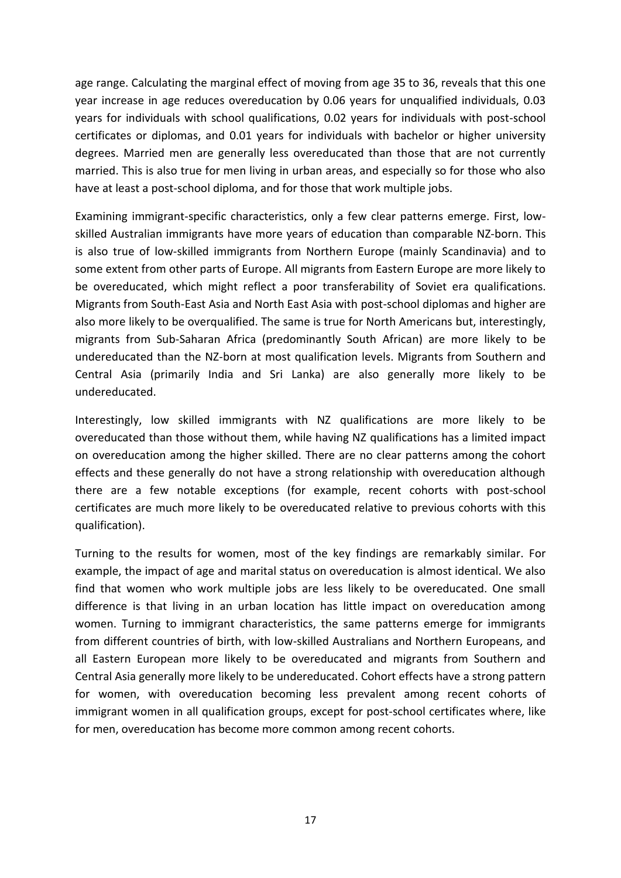age range. Calculating the marginal effect of moving from age 35 to 36, reveals that this one year increase in age reduces overeducation by 0.06 years for unqualified individuals, 0.03 years for individuals with school qualifications, 0.02 years for individuals with post-school certificates or diplomas, and 0.01 years for individuals with bachelor or higher university degrees. Married men are generally less overeducated than those that are not currently married. This is also true for men living in urban areas, and especially so for those who also have at least a post-school diploma, and for those that work multiple jobs.

Examining immigrant-specific characteristics, only a few clear patterns emerge. First, low-skilled Australian immigrants have more years of education than comparable NZ-born. This is also true of low-skilled immigrants from Northern Europe (mainly Scandinavia) and to some extent from other parts of Europe. All migrants from Eastern Europe are more likely to be overeducated, which might reflect a poor transferability of Soviet era qualifications. Migrants from South-East Asia and North East Asia with post-school diplomas and higher are also more likely to be overqualified. The same is true for North Americans but, interestingly, migrants from Sub-Saharan Africa (predominantly South African) are more likely to be undereducated than the NZ-born at most qualification levels. Migrants from Southern and Central Asia (primarily India and Sri Lanka) are also generally more likely to be undereducated.

Interestingly, low skilled immigrants with NZ qualifications are more likely to be overeducated than those without them, while having NZ qualifications has a limited impact on overeducation among the higher skilled. There are no clear patterns among the cohort effects and these generally do not have a strong relationship with overeducation although there are a few notable exceptions (for example, recent cohorts with post-school certificates are much more likely to be overeducated relative to previous cohorts with this qualification).

Turning to the results for women, most of the key findings are remarkably similar. For example, the impact of age and marital status on overeducation is almost identical. We also find that women who work multiple jobs are less likely to be overeducated. One small difference is that living in an urban location has little impact on overeducation among women. Turning to immigrant characteristics, the same patterns emerge for immigrants from different countries of birth, with low-skilled Australians and Northern Europeans, and all Eastern European more likely to be overeducated and migrants from Southern and Central Asia generally more likely to be undereducated. Cohort effects have a strong pattern for women, with overeducation becoming less prevalent among recent cohorts of immigrant women in all qualification groups, except for post-school certificates where, like for men, overeducation has become more common among recent cohorts.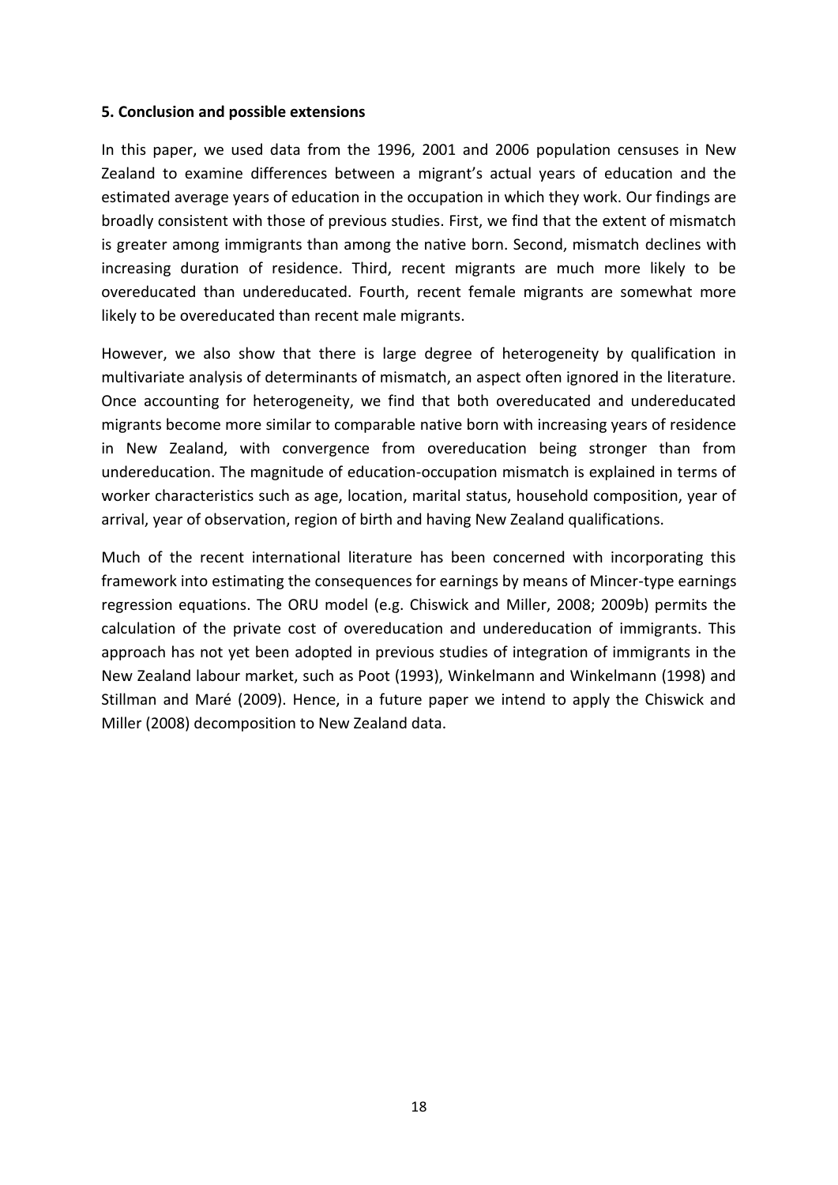**5. Conclusion and possible extensions**

In this paper, we used data from the 1996, 2001 and 2006 population censuses in New Zealand to examine differences between a migrant's actual years of education and the estimated average years of education in the occupation in which they work. Our findings are broadly consistent with those of previous studies. First, we find that the extent of mismatch is greater among immigrants than among the native born. Second, mismatch declines with increasing duration of residence. Third, recent migrants are much more likely to be overeducated than undereducated. Fourth, recent female migrants are somewhat more likely to be overeducated than recent male migrants.

However, we also show that there is large degree of heterogeneity by qualification in multivariate analysis of determinants of mismatch, an aspect often ignored in the literature. Once accounting for heterogeneity, we find that both overeducated and undereducated migrants become more similar to comparable native born with increasing years of residence in New Zealand, with convergence from overeducation being stronger than from undereducation. The magnitude of education-occupation mismatch is explained in terms of worker characteristics such as age, location, marital status, household composition, year of arrival, year of observation, region of birth and having New Zealand qualifications.

Much of the recent international literature has been concerned with incorporating this framework into estimating the consequences for earnings by means of Mincer-type earnings regression equations. The ORU model (e.g. Chiswick and Miller, 2008; 2009b) permits the calculation of the private cost of overeducation and undereducation of immigrants. This approach has not yet been adopted in previous studies of integration of immigrants in the New Zealand labour market, such as Poot (1993), Winkelmann and Winkelmann (1998) and Stillman and Maré (2009). Hence, in a future paper we intend to apply the Chiswick and Miller (2008) decomposition to New Zealand data.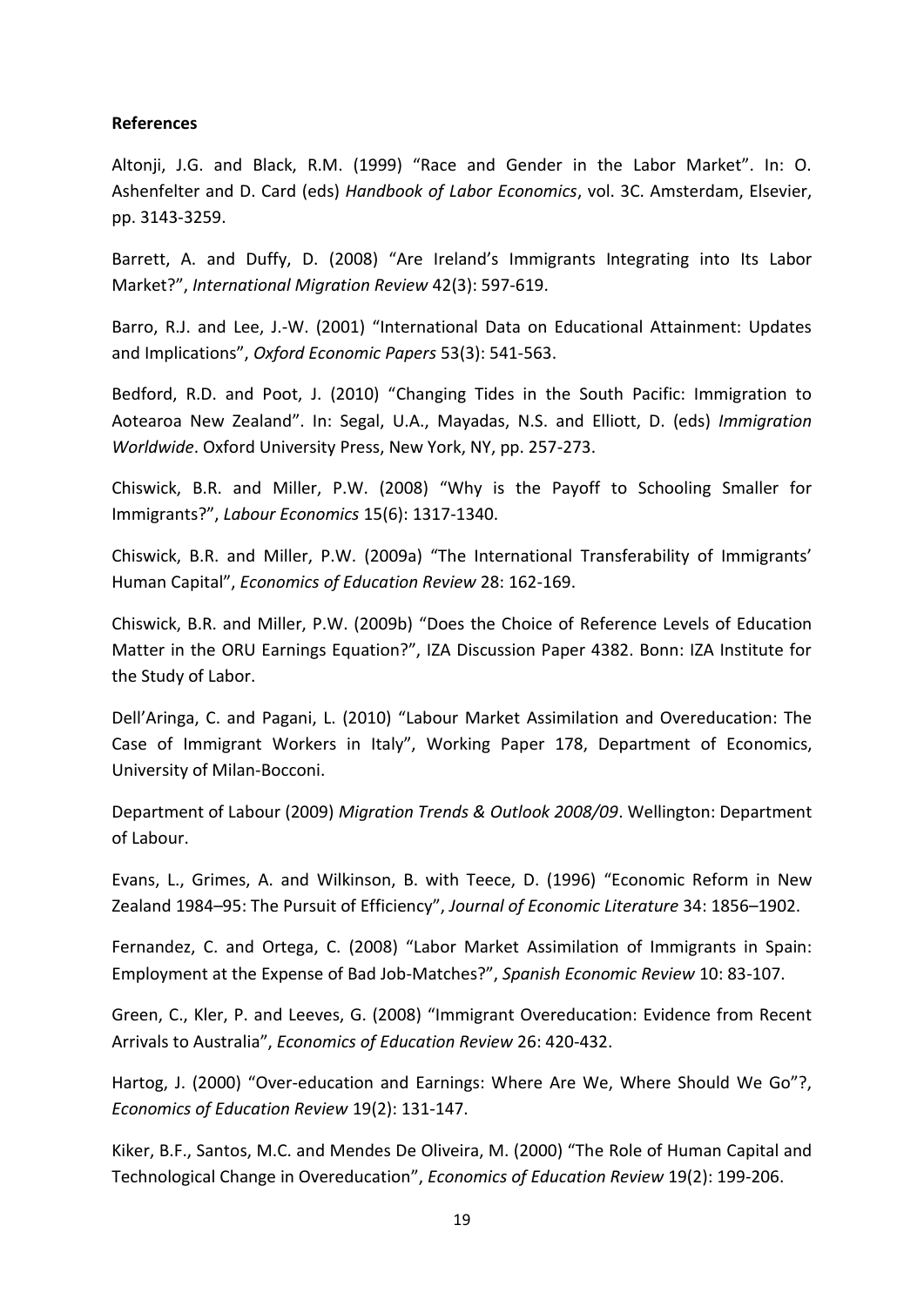**References**

Altonji, J.G. and Black, R.M. (1999) "Race and Gender in the Labor Market". In: O. Ashenfelter and D. Card (eds) *Handbook of Labor Economics*, vol. 3C. Amsterdam, Elsevier, pp. 3143-3259.

Barrett, A. and Duffy, D. (2008) "Are Ireland's Immigrants Integrating into Its Labor Market?", *International Migration Review* 42(3): 597-619.

Barro, R.J. and Lee, J.-W. (2001) "International Data on Educational Attainment: Updates and Implications", *Oxford Economic Papers* 53(3): 541-563.

Bedford, R.D. and Poot, J. (2010) "Changing Tides in the South Pacific: Immigration to Aotearoa New Zealand". In: Segal, U.A., Mayadas, N.S. and Elliott, D. (eds) *Immigration Worldwide*. Oxford University Press, New York, NY, pp. 257-273.

Chiswick, B.R. and Miller, P.W. (2008) "Why is the Payoff to Schooling Smaller for Immigrants?", *Labour Economics* 15(6): 1317-1340.

Chiswick, B.R. and Miller, P.W. (2009a) "The International Transferability of Immigrants' Human Capital", *Economics of Education Review* 28: 162-169.

Chiswick, B.R. and Miller, P.W. (2009b) "Does the Choice of Reference Levels of Education Matter in the ORU Earnings Equation?", IZA Discussion Paper 4382. Bonn: IZA Institute for the Study of Labor.

Dell'Aringa, C. and Pagani, L. (2010) "Labour Market Assimilation and Overeducation: The Case of Immigrant Workers in Italy", Working Paper 178, Department of Economics, University of Milan-Bocconi.

Department of Labour (2009) *Migration Trends & Outlook 2008/09*. Wellington: Department of Labour.

Evans, L., Grimes, A. and Wilkinson, B. with Teece, D. (1996) "Economic Reform in New Zealand 1984–95: The Pursuit of Efficiency", *Journal of Economic Literature* 34: 1856–1902.

Fernandez, C. and Ortega, C. (2008) "Labor Market Assimilation of Immigrants in Spain: Employment at the Expense of Bad Job-Matches?", *Spanish Economic Review* 10: 83-107.

Green, C., Kler, P. and Leeves, G. (2008) "Immigrant Overeducation: Evidence from Recent Arrivals to Australia", *Economics of Education Review* 26: 420-432.

Hartog, J. (2000) "Over-education and Earnings: Where Are We, Where Should We Go"?, *Economics of Education Review* 19(2): 131-147.

Kiker, B.F., Santos, M.C. and Mendes De Oliveira, M. (2000) "The Role of Human Capital and Technological Change in Overeducation", *Economics of Education Review* 19(2): 199-206.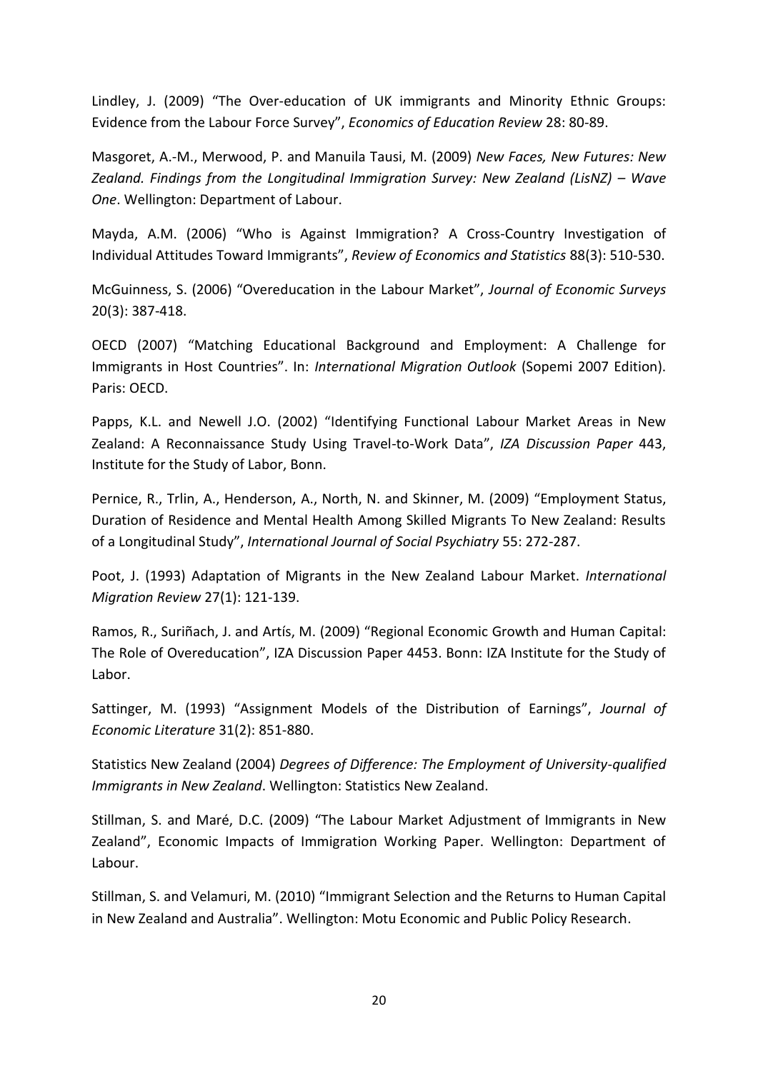Lindley, J. (2009) “The Over-education of UK immigrants and Minority Ethnic Groups: Evidence from the Labour Force Survey”, *Economics of Education Review* 28: 80-89.

Masgoret, A.-M., Merwood, P. and Manuila Tausi, M. (2009) *New Faces, New Futures: New Zealand. Findings from the Longitudinal Immigration Survey: New Zealand (LisNZ) – Wave One*. Wellington: Department of Labour.

Mayda, A.M. (2006) “Who is Against Immigration? A Cross-Country Investigation of Individual Attitudes Toward Immigrants”, *Review of Economics and Statistics* 88(3): 510-530.

McGuinness, S. (2006) “Overeducation in the Labour Market”, *Journal of Economic Surveys* 20(3): 387-418.

OECD (2007) “Matching Educational Background and Employment: A Challenge for Immigrants in Host Countries”. In: *International Migration Outlook* (Sopemi 2007 Edition). Paris: OECD.

Papps, K.L. and Newell J.O. (2002) “Identifying Functional Labour Market Areas in New Zealand: A Reconnaissance Study Using Travel-to-Work Data”, *IZA Discussion Paper* 443, Institute for the Study of Labor, Bonn.

Pernice, R., Trlin, A., Henderson, A., North, N. and Skinner, M. (2009) “Employment Status, Duration of Residence and Mental Health Among Skilled Migrants To New Zealand: Results of a Longitudinal Study”, *International Journal of Social Psychiatry* 55: 272-287.

Poot, J. (1993) Adaptation of Migrants in the New Zealand Labour Market. *International Migration Review* 27(1): 121-139.

Ramos, R., Suriñach, J. and Artís, M. (2009) “Regional Economic Growth and Human Capital: The Role of Overeducation”, IZA Discussion Paper 4453. Bonn: IZA Institute for the Study of Labor.

Sattinger, M. (1993) “Assignment Models of the Distribution of Earnings”, *Journal of Economic Literature* 31(2): 851-880.

Statistics New Zealand (2004) *Degrees of Difference: The Employment of University-qualified Immigrants in New Zealand*. Wellington: Statistics New Zealand.

Stillman, S. and Maré, D.C. (2009) “The Labour Market Adjustment of Immigrants in New Zealand”, Economic Impacts of Immigration Working Paper. Wellington: Department of Labour.

Stillman, S. and Velamuri, M. (2010) “Immigrant Selection and the Returns to Human Capital in New Zealand and Australia”. Wellington: Motu Economic and Public Policy Research.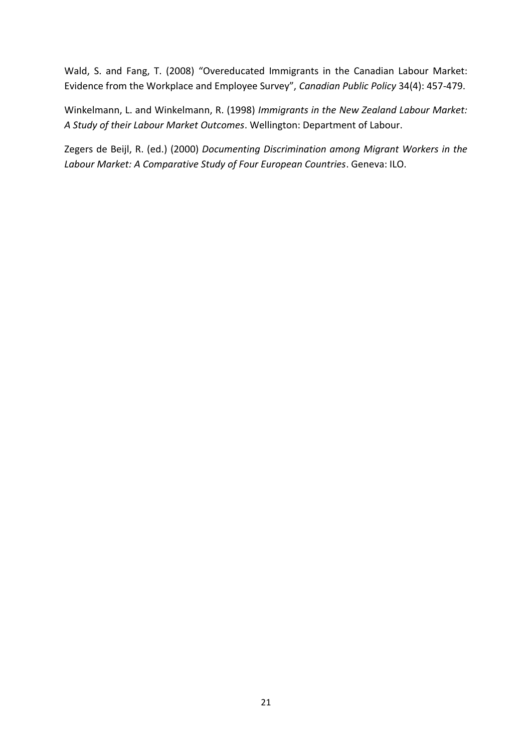Wald, S. and Fang, T. (2008) "Overeducated Immigrants in the Canadian Labour Market: Evidence from the Workplace and Employee Survey", *Canadian Public Policy* 34(4): 457-479.

Winkelmann, L. and Winkelmann, R. (1998) *Immigrants in the New Zealand Labour Market: A Study of their Labour Market Outcomes*. Wellington: Department of Labour.

Zegers de Beijl, R. (ed.) (2000) *Documenting Discrimination among Migrant Workers in the Labour Market: A Comparative Study of Four European Countries*. Geneva: ILO.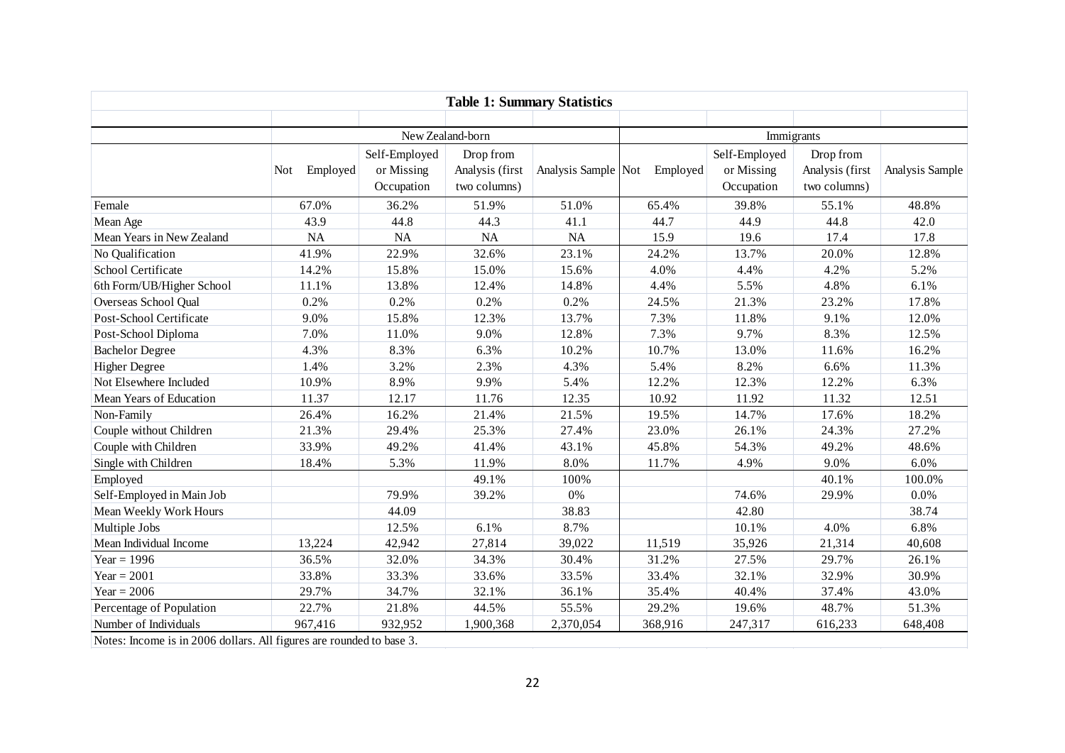**Table 1: Summary Statistics**

| | New Zealand-born | | | | Immigrants | | | |
|---|---|---|---|---|---|---|---|---|
| | Not Employed | Self-Employed or Missing Occupation | Drop from Analysis (first two columns) | Analysis Sample | Not Employed | Self-Employed or Missing Occupation | Drop from Analysis (first two columns) | Analysis Sample |
| Female | 67.0% | 36.2% | 51.9% | 51.0% | 65.4% | 39.8% | 55.1% | 48.8% |
| Mean Age | 43.9 | 44.8 | 44.3 | 41.1 | 44.7 | 44.9 | 44.8 | 42.0 |
| Mean Years in New Zealand | NA | NA | NA | NA | 15.9 | 19.6 | 17.4 | 17.8 |
| No Qualification | 41.9% | 22.9% | 32.6% | 23.1% | 24.2% | 13.7% | 20.0% | 12.8% |
| School Certificate | 14.2% | 15.8% | 15.0% | 15.6% | 4.0% | 4.4% | 4.2% | 5.2% |
| 6th Form/UB/Higher School | 11.1% | 13.8% | 12.4% | 14.8% | 4.4% | 5.5% | 4.8% | 6.1% |
| Overseas School Qual | 0.2% | 0.2% | 0.2% | 0.2% | 24.5% | 21.3% | 23.2% | 17.8% |
| Post-School Certificate | 9.0% | 15.8% | 12.3% | 13.7% | 7.3% | 11.8% | 9.1% | 12.0% |
| Post-School Diploma | 7.0% | 11.0% | 9.0% | 12.8% | 7.3% | 9.7% | 8.3% | 12.5% |
| Bachelor Degree | 4.3% | 8.3% | 6.3% | 10.2% | 10.7% | 13.0% | 11.6% | 16.2% |
| Higher Degree | 1.4% | 3.2% | 2.3% | 4.3% | 5.4% | 8.2% | 6.6% | 11.3% |
| Not Elsewhere Included | 10.9% | 8.9% | 9.9% | 5.4% | 12.2% | 12.3% | 12.2% | 6.3% |
| Mean Years of Education | 11.37 | 12.17 | 11.76 | 12.35 | 10.92 | 11.92 | 11.32 | 12.51 |
| Non-Family | 26.4% | 16.2% | 21.4% | 21.5% | 19.5% | 14.7% | 17.6% | 18.2% |
| Couple without Children | 21.3% | 29.4% | 25.3% | 27.4% | 23.0% | 26.1% | 24.3% | 27.2% |
| Couple with Children | 33.9% | 49.2% | 41.4% | 43.1% | 45.8% | 54.3% | 49.2% | 48.6% |
| Single with Children | 18.4% | 5.3% | 11.9% | 8.0% | 11.7% | 4.9% | 9.0% | 6.0% |
| Employed | | | 49.1% | 100% | | | 40.1% | 100.0% |
| Self-Employed in Main Job | | 79.9% | 39.2% | 0% | | 74.6% | 29.9% | 0.0% |
| Mean Weekly Work Hours | | 44.09 | | 38.83 | | 42.80 | | 38.74 |
| Multiple Jobs | | 12.5% | 6.1% | 8.7% | | 10.1% | 4.0% | 6.8% |
| Mean Individual Income | 13,224 | 42,942 | 27,814 | 39,022 | 11,519 | 35,926 | 21,314 | 40,608 |
| Year = 1996 | 36.5% | 32.0% | 34.3% | 30.4% | 31.2% | 27.5% | 29.7% | 26.1% |
| Year = 2001 | 33.8% | 33.3% | 33.6% | 33.5% | 33.4% | 32.1% | 32.9% | 30.9% |
| Year = 2006 | 29.7% | 34.7% | 32.1% | 36.1% | 35.4% | 40.4% | 37.4% | 43.0% |
| Percentage of Population | 22.7% | 21.8% | 44.5% | 55.5% | 29.2% | 19.6% | 48.7% | 51.3% |
| Number of Individuals | 967,416 | 932,952 | 1,900,368 | 2,370,054 | 368,916 | 247,317 | 616,233 | 648,408 |

Notes: Income is in 2006 dollars. All figures are rounded to base 3.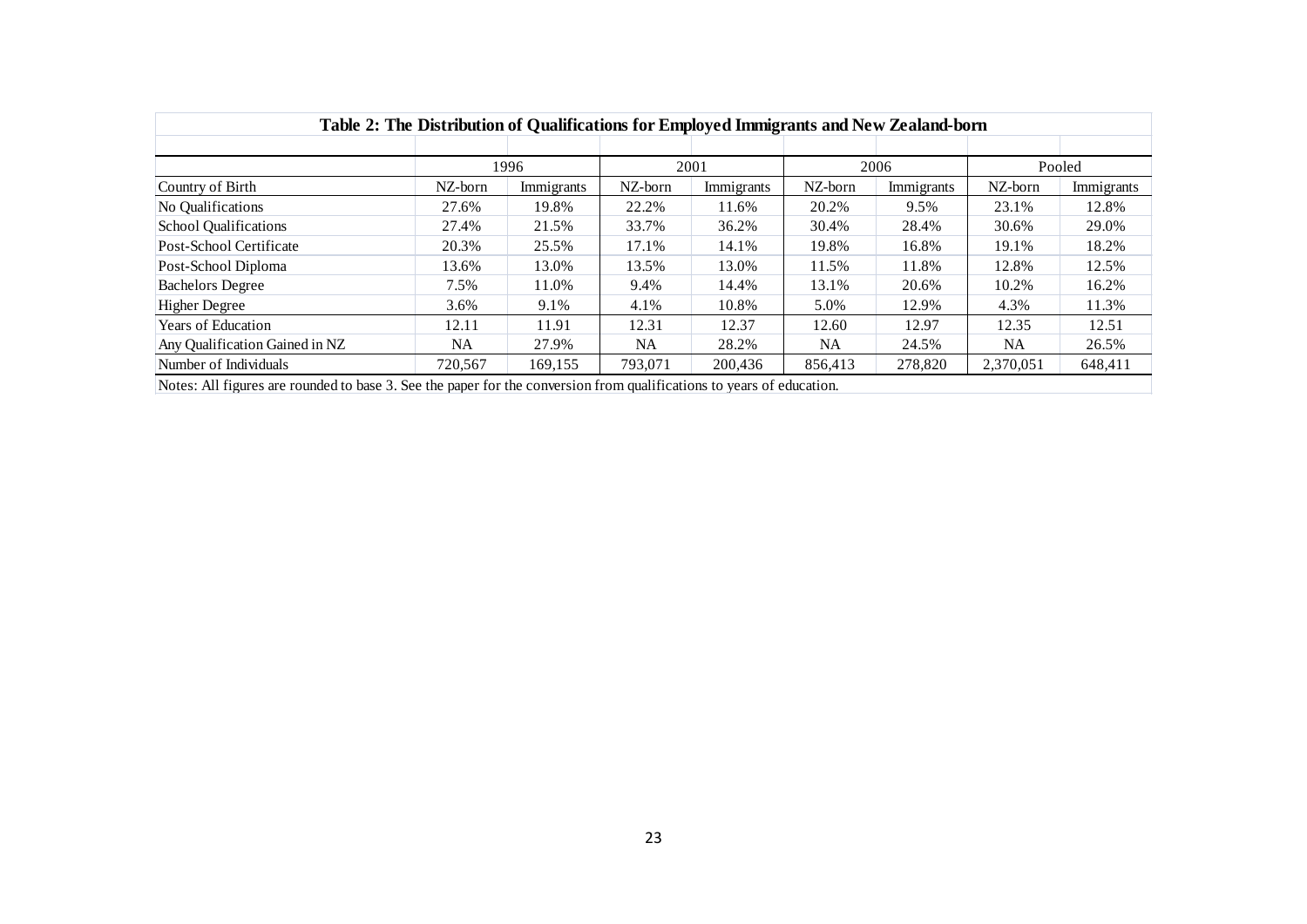**Table 2: The Distribution of Qualifications for Employed Immigrants and New Zealand-born**

| | 1996 | | 2001 | | 2006 | | Pooled | |
|---|---|---|---|---|---|---|---|---|
| Country of Birth | NZ-born | Immigrants | NZ-born | Immigrants | NZ-born | Immigrants | NZ-born | Immigrants |
| No Qualifications | 27.6% | 19.8% | 22.2% | 11.6% | 20.2% | 9.5% | 23.1% | 12.8% |
| School Qualifications | 27.4% | 21.5% | 33.7% | 36.2% | 30.4% | 28.4% | 30.6% | 29.0% |
| Post-School Certificate | 20.3% | 25.5% | 17.1% | 14.1% | 19.8% | 16.8% | 19.1% | 18.2% |
| Post-School Diploma | 13.6% | 13.0% | 13.5% | 13.0% | 11.5% | 11.8% | 12.8% | 12.5% |
| Bachelors Degree | 7.5% | 11.0% | 9.4% | 14.4% | 13.1% | 20.6% | 10.2% | 16.2% |
| Higher Degree | 3.6% | 9.1% | 4.1% | 10.8% | 5.0% | 12.9% | 4.3% | 11.3% |
| Years of Education | 12.11 | 11.91 | 12.31 | 12.37 | 12.60 | 12.97 | 12.35 | 12.51 |
| Any Qualification Gained in NZ | NA | 27.9% | NA | 28.2% | NA | 24.5% | NA | 26.5% |
| Number of Individuals | 720,567 | 169,155 | 793,071 | 200,436 | 856,413 | 278,820 | 2,370,051 | 648,411 |

Notes: All figures are rounded to base 3. See the paper for the conversion from qualifications to years of education.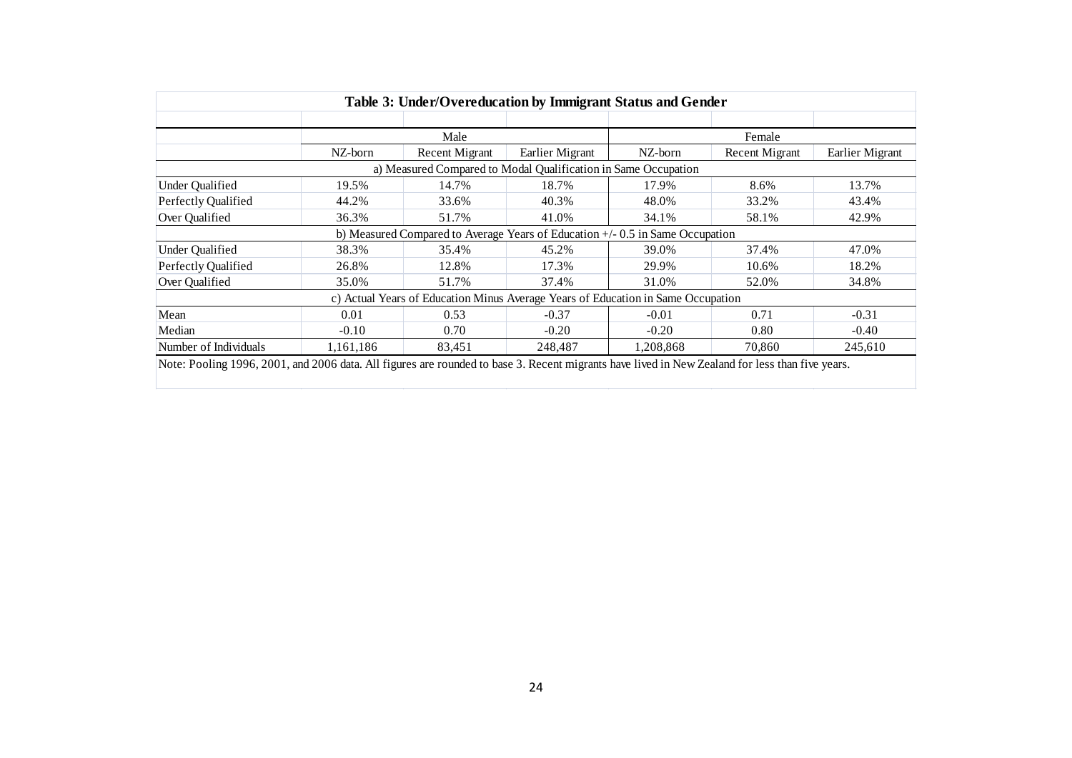**Table 3: Under/Overeducation by Immigrant Status and Gender**

| | Male | | | Female | | |
|---|---|---|---|---|---|---|
| | NZ-born | Recent Migrant | Earlier Migrant | NZ-born | Recent Migrant | Earlier Migrant |
| a) Measured Compared to Modal Qualification in Same Occupation | | | | | | |
| Under Qualified | 19.5% | 14.7% | 18.7% | 17.9% | 8.6% | 13.7% |
| Perfectly Qualified | 44.2% | 33.6% | 40.3% | 48.0% | 33.2% | 43.4% |
| Over Qualified | 36.3% | 51.7% | 41.0% | 34.1% | 58.1% | 42.9% |
| b) Measured Compared to Average Years of Education +/- 0.5 in Same Occupation | | | | | | |
| Under Qualified | 38.3% | 35.4% | 45.2% | 39.0% | 37.4% | 47.0% |
| Perfectly Qualified | 26.8% | 12.8% | 17.3% | 29.9% | 10.6% | 18.2% |
| Over Qualified | 35.0% | 51.7% | 37.4% | 31.0% | 52.0% | 34.8% |
| c) Actual Years of Education Minus Average Years of Education in Same Occupation | | | | | | |
| Mean | 0.01 | 0.53 | -0.37 | -0.01 | 0.71 | -0.31 |
| Median | -0.10 | 0.70 | -0.20 | -0.20 | 0.80 | -0.40 |
| Number of Individuals | 1,161,186 | 83,451 | 248,487 | 1,208,868 | 70,860 | 245,610 |

Note: Pooling 1996, 2001, and 2006 data. All figures are rounded to base 3. Recent migrants have lived in New Zealand for less than five years.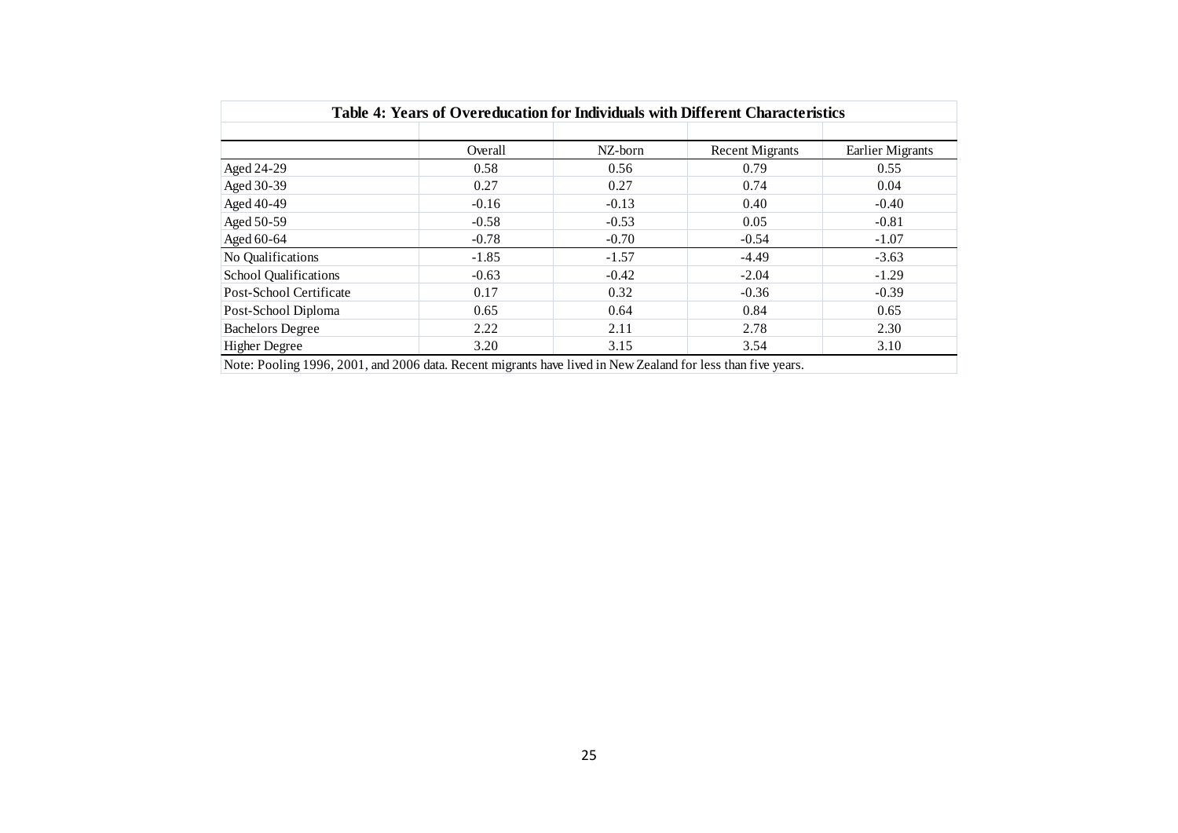**Table 4: Years of Overeducation for Individuals with Different Characteristics**

| | Overall | NZ-born | Recent Migrants | Earlier Migrants |
|---|---|---|---|---|
| Aged 24-29 | 0.58 | 0.56 | 0.79 | 0.55 |
| Aged 30-39 | 0.27 | 0.27 | 0.74 | 0.04 |
| Aged 40-49 | -0.16 | -0.13 | 0.40 | -0.40 |
| Aged 50-59 | -0.58 | -0.53 | 0.05 | -0.81 |
| Aged 60-64 | -0.78 | -0.70 | -0.54 | -1.07 |
| No Qualifications | -1.85 | -1.57 | -4.49 | -3.63 |
| School Qualifications | -0.63 | -0.42 | -2.04 | -1.29 |
| Post-School Certificate | 0.17 | 0.32 | -0.36 | -0.39 |
| Post-School Diploma | 0.65 | 0.64 | 0.84 | 0.65 |
| Bachelors Degree | 2.22 | 2.11 | 2.78 | 2.30 |
| Higher Degree | 3.20 | 3.15 | 3.54 | 3.10 |

Note: Pooling 1996, 2001, and 2006 data. Recent migrants have lived in New Zealand for less than five years.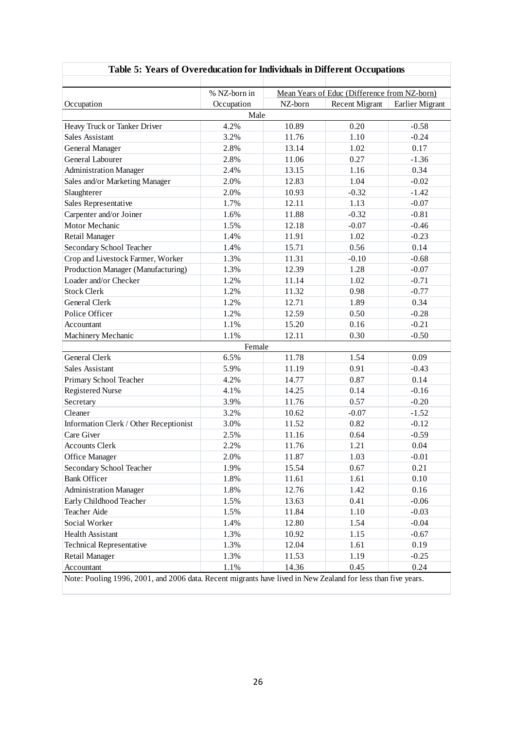**Table 5: Years of Overeducation for Individuals in Different Occupations**

| Occupation | % NZ-born in Occupation | Mean Years of Educ (Difference from NZ-born) | | |
|---|---|---|---|---|
| | | NZ-born | Recent Migrant | Earlier Migrant |
| **Male** | | | | |
| Heavy Truck or Tanker Driver | 4.2% | 10.89 | 0.20 | -0.58 |
| Sales Assistant | 3.2% | 11.76 | 1.10 | -0.24 |
| General Manager | 2.8% | 13.14 | 1.02 | 0.17 |
| General Labourer | 2.8% | 11.06 | 0.27 | -1.36 |
| Administration Manager | 2.4% | 13.15 | 1.16 | 0.34 |
| Sales and/or Marketing Manager | 2.0% | 12.83 | 1.04 | -0.02 |
| Slaughterer | 2.0% | 10.93 | -0.32 | -1.42 |
| Sales Representative | 1.7% | 12.11 | 1.13 | -0.07 |
| Carpenter and/or Joiner | 1.6% | 11.88 | -0.32 | -0.81 |
| Motor Mechanic | 1.5% | 12.18 | -0.07 | -0.46 |
| Retail Manager | 1.4% | 11.91 | 1.02 | -0.23 |
| Secondary School Teacher | 1.4% | 15.71 | 0.56 | 0.14 |
| Crop and Livestock Farmer, Worker | 1.3% | 11.31 | -0.10 | -0.68 |
| Production Manager (Manufacturing) | 1.3% | 12.39 | 1.28 | -0.07 |
| Loader and/or Checker | 1.2% | 11.14 | 1.02 | -0.71 |
| Stock Clerk | 1.2% | 11.32 | 0.98 | -0.77 |
| General Clerk | 1.2% | 12.71 | 1.89 | 0.34 |
| Police Officer | 1.2% | 12.59 | 0.50 | -0.28 |
| Accountant | 1.1% | 15.20 | 0.16 | -0.21 |
| Machinery Mechanic | 1.1% | 12.11 | 0.30 | -0.50 |
| **Female** | | | | |
| General Clerk | 6.5% | 11.78 | 1.54 | 0.09 |
| Sales Assistant | 5.9% | 11.19 | 0.91 | -0.43 |
| Primary School Teacher | 4.2% | 14.77 | 0.87 | 0.14 |
| Registered Nurse | 4.1% | 14.25 | 0.14 | -0.16 |
| Secretary | 3.9% | 11.76 | 0.57 | -0.20 |
| Cleaner | 3.2% | 10.62 | -0.07 | -1.52 |
| Information Clerk / Other Receptionist | 3.0% | 11.52 | 0.82 | -0.12 |
| Care Giver | 2.5% | 11.16 | 0.64 | -0.59 |
| Accounts Clerk | 2.2% | 11.76 | 1.21 | 0.04 |
| Office Manager | 2.0% | 11.87 | 1.03 | -0.01 |
| Secondary School Teacher | 1.9% | 15.54 | 0.67 | 0.21 |
| Bank Officer | 1.8% | 11.61 | 1.61 | 0.10 |
| Administration Manager | 1.8% | 12.76 | 1.42 | 0.16 |
| Early Childhood Teacher | 1.5% | 13.63 | 0.41 | -0.06 |
| Teacher Aide | 1.5% | 11.84 | 1.10 | -0.03 |
| Social Worker | 1.4% | 12.80 | 1.54 | -0.04 |
| Health Assistant | 1.3% | 10.92 | 1.15 | -0.67 |
| Technical Representative | 1.3% | 12.04 | 1.61 | 0.19 |
| Retail Manager | 1.3% | 11.53 | 1.19 | -0.25 |
| Accountant | 1.1% | 14.36 | 0.45 | 0.24 |

Note: Pooling 1996, 2001, and 2006 data. Recent migrants have lived in New Zealand for less than five years.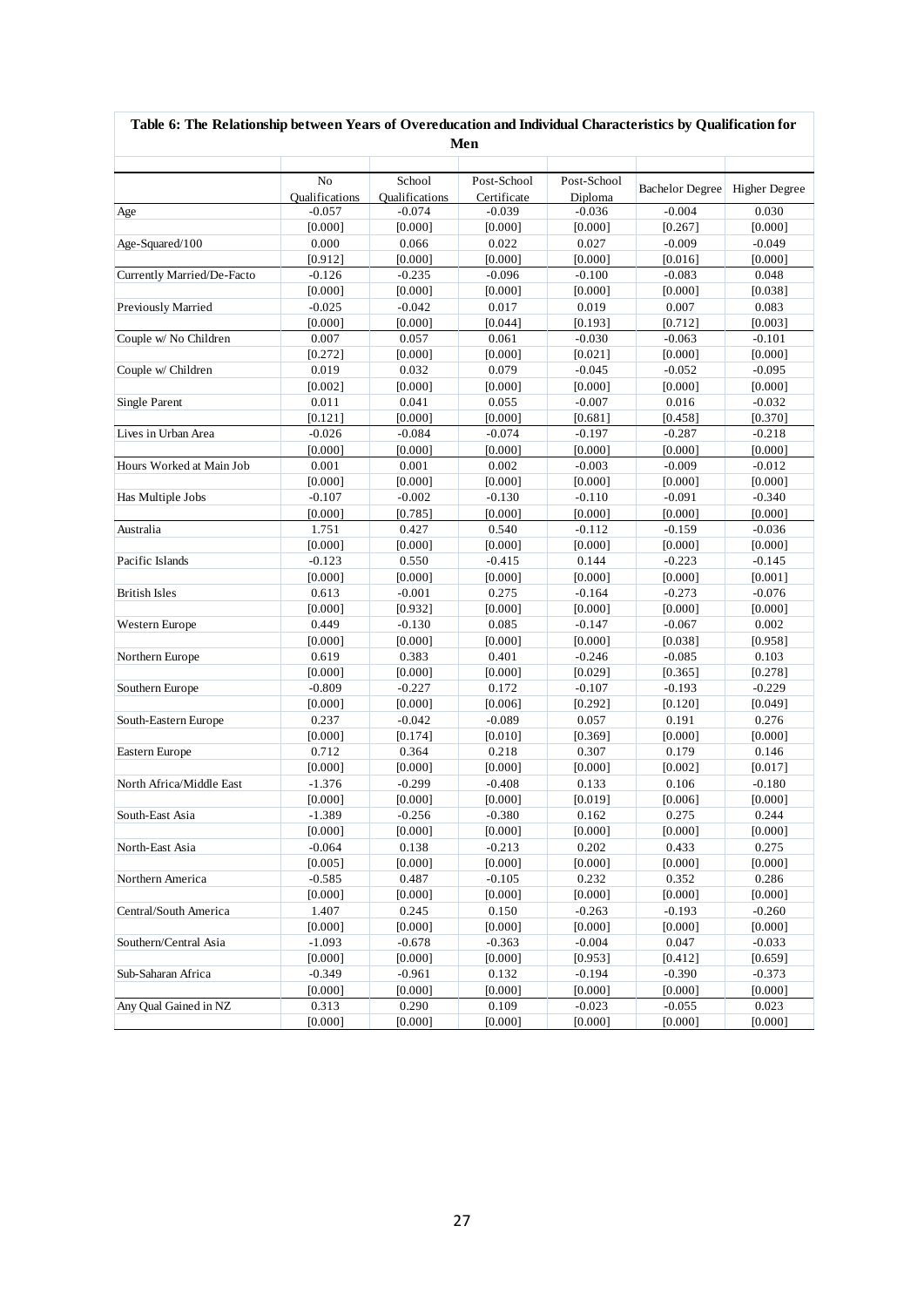**Table 6: The Relationship between Years of Overeducation and Individual Characteristics by Qualification for Men**

| | No Qualifications | School Qualifications | Post-School Certificate | Post-School Diploma | Bachelor Degree | Higher Degree |
|---|---|---|---|---|---|---|
| Age | -0.057 | -0.074 | -0.039 | -0.036 | -0.004 | 0.030 |
| | [0.000] | [0.000] | [0.000] | [0.000] | [0.267] | [0.000] |
| Age-Squared/100 | 0.000 | 0.066 | 0.022 | 0.027 | -0.009 | -0.049 |
| | [0.912] | [0.000] | [0.000] | [0.000] | [0.016] | [0.000] |
| Currently Married/De-Facto | -0.126 | -0.235 | -0.096 | -0.100 | -0.083 | 0.048 |
| | [0.000] | [0.000] | [0.000] | [0.000] | [0.000] | [0.038] |
| Previously Married | -0.025 | -0.042 | 0.017 | 0.019 | 0.007 | 0.083 |
| | [0.000] | [0.000] | [0.044] | [0.193] | [0.712] | [0.003] |
| Couple w/ No Children | 0.007 | 0.057 | 0.061 | -0.030 | -0.063 | -0.101 |
| | [0.272] | [0.000] | [0.000] | [0.021] | [0.000] | [0.000] |
| Couple w/ Children | 0.019 | 0.032 | 0.079 | -0.045 | -0.052 | -0.095 |
| | [0.002] | [0.000] | [0.000] | [0.000] | [0.000] | [0.000] |
| Single Parent | 0.011 | 0.041 | 0.055 | -0.007 | 0.016 | -0.032 |
| | [0.121] | [0.000] | [0.000] | [0.681] | [0.458] | [0.370] |
| Lives in Urban Area | -0.026 | -0.084 | -0.074 | -0.197 | -0.287 | -0.218 |
| | [0.000] | [0.000] | [0.000] | [0.000] | [0.000] | [0.000] |
| Hours Worked at Main Job | 0.001 | 0.001 | 0.002 | -0.003 | -0.009 | -0.012 |
| | [0.000] | [0.000] | [0.000] | [0.000] | [0.000] | [0.000] |
| Has Multiple Jobs | -0.107 | -0.002 | -0.130 | -0.110 | -0.091 | -0.340 |
| | [0.000] | [0.785] | [0.000] | [0.000] | [0.000] | [0.000] |
| Australia | 1.751 | 0.427 | 0.540 | -0.112 | -0.159 | -0.036 |
| | [0.000] | [0.000] | [0.000] | [0.000] | [0.000] | [0.000] |
| Pacific Islands | -0.123 | 0.550 | -0.415 | 0.144 | -0.223 | -0.145 |
| | [0.000] | [0.000] | [0.000] | [0.000] | [0.000] | [0.001] |
| British Isles | 0.613 | -0.001 | 0.275 | -0.164 | -0.273 | -0.076 |
| | [0.000] | [0.932] | [0.000] | [0.000] | [0.000] | [0.000] |
| Western Europe | 0.449 | -0.130 | 0.085 | -0.147 | -0.067 | 0.002 |
| | [0.000] | [0.000] | [0.000] | [0.000] | [0.038] | [0.958] |
| Northern Europe | 0.619 | 0.383 | 0.401 | -0.246 | -0.085 | 0.103 |
| | [0.000] | [0.000] | [0.000] | [0.029] | [0.365] | [0.278] |
| Southern Europe | -0.809 | -0.227 | 0.172 | -0.107 | -0.193 | -0.229 |
| | [0.000] | [0.000] | [0.006] | [0.292] | [0.120] | [0.049] |
| South-Eastern Europe | 0.237 | -0.042 | -0.089 | 0.057 | 0.191 | 0.276 |
| | [0.000] | [0.174] | [0.010] | [0.369] | [0.000] | [0.000] |
| Eastern Europe | 0.712 | 0.364 | 0.218 | 0.307 | 0.179 | 0.146 |
| | [0.000] | [0.000] | [0.000] | [0.000] | [0.002] | [0.017] |
| North Africa/Middle East | -1.376 | -0.299 | -0.408 | 0.133 | 0.106 | -0.180 |
| | [0.000] | [0.000] | [0.000] | [0.019] | [0.006] | [0.000] |
| South-East Asia | -1.389 | -0.256 | -0.380 | 0.162 | 0.275 | 0.244 |
| | [0.000] | [0.000] | [0.000] | [0.000] | [0.000] | [0.000] |
| North-East Asia | -0.064 | 0.138 | -0.213 | 0.202 | 0.433 | 0.275 |
| | [0.005] | [0.000] | [0.000] | [0.000] | [0.000] | [0.000] |
| Northern America | -0.585 | 0.487 | -0.105 | 0.232 | 0.352 | 0.286 |
| | [0.000] | [0.000] | [0.000] | [0.000] | [0.000] | [0.000] |
| Central/South America | 1.407 | 0.245 | 0.150 | -0.263 | -0.193 | -0.260 |
| | [0.000] | [0.000] | [0.000] | [0.000] | [0.000] | [0.000] |
| Southern/Central Asia | -1.093 | -0.678 | -0.363 | -0.004 | 0.047 | -0.033 |
| | [0.000] | [0.000] | [0.000] | [0.953] | [0.412] | [0.659] |
| Sub-Saharan Africa | -0.349 | -0.961 | 0.132 | -0.194 | -0.390 | -0.373 |
| | [0.000] | [0.000] | [0.000] | [0.000] | [0.000] | [0.000] |
| Any Qual Gained in NZ | 0.313 | 0.290 | 0.109 | -0.023 | -0.055 | 0.023 |
| | [0.000] | [0.000] | [0.000] | [0.000] | [0.000] | [0.000] |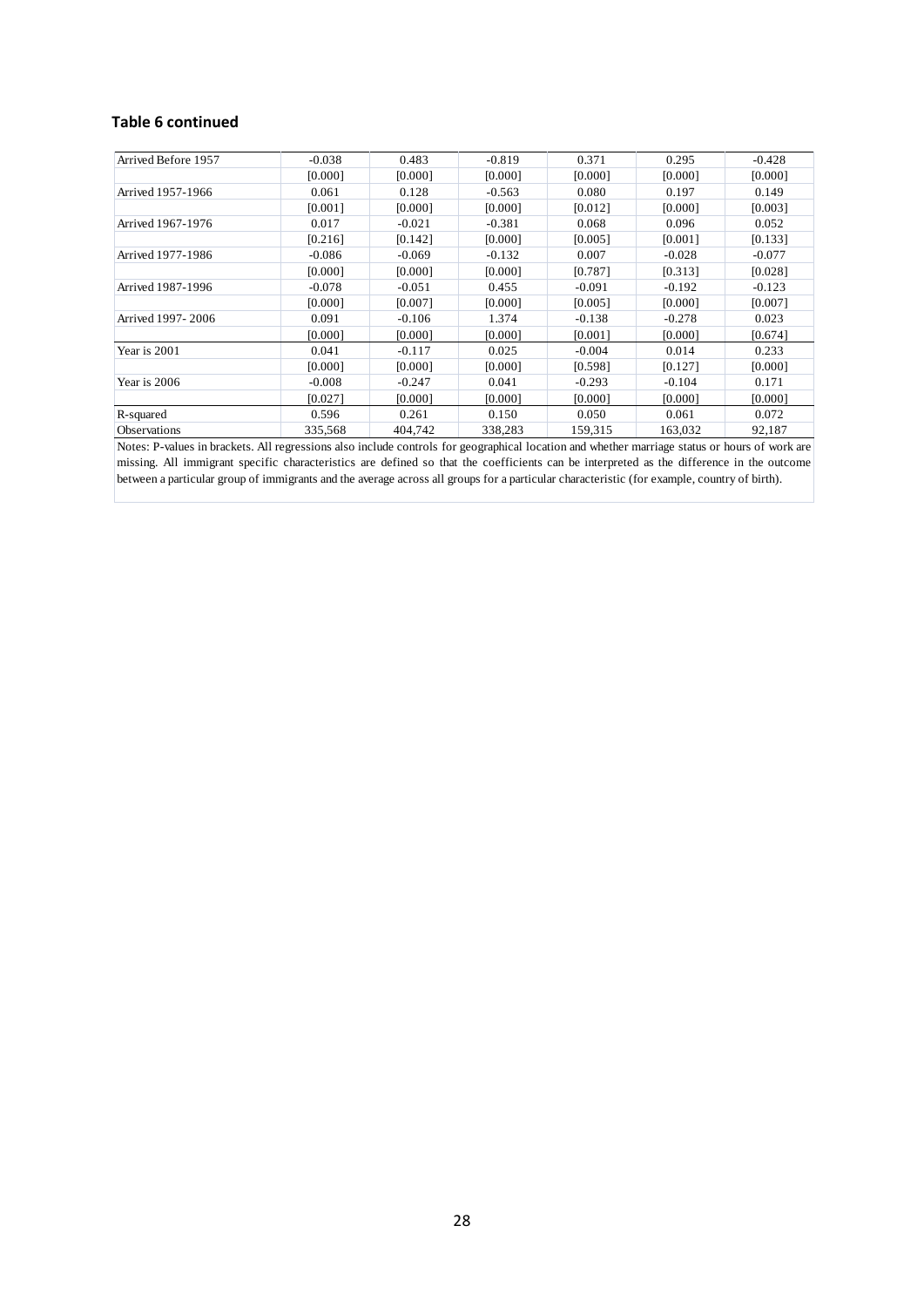### Table 6 continued

| | | | | | | |
|---|---|---|---|---|---|---|
| Arrived Before 1957 | -0.038 | 0.483 | -0.819 | 0.371 | 0.295 | -0.428 |
| | [0.000] | [0.000] | [0.000] | [0.000] | [0.000] | [0.000] |
| Arrived 1957-1966 | 0.061 | 0.128 | -0.563 | 0.080 | 0.197 | 0.149 |
| | [0.001] | [0.000] | [0.000] | [0.012] | [0.000] | [0.003] |
| Arrived 1967-1976 | 0.017 | -0.021 | -0.381 | 0.068 | 0.096 | 0.052 |
| | [0.216] | [0.142] | [0.000] | [0.005] | [0.001] | [0.133] |
| Arrived 1977-1986 | -0.086 | -0.069 | -0.132 | 0.007 | -0.028 | -0.077 |
| | [0.000] | [0.000] | [0.000] | [0.787] | [0.313] | [0.028] |
| Arrived 1987-1996 | -0.078 | -0.051 | 0.455 | -0.091 | -0.192 | -0.123 |
| | [0.000] | [0.007] | [0.000] | [0.005] | [0.000] | [0.007] |
| Arrived 1997- 2006 | 0.091 | -0.106 | 1.374 | -0.138 | -0.278 | 0.023 |
| | [0.000] | [0.000] | [0.000] | [0.001] | [0.000] | [0.674] |
| Year is 2001 | 0.041 | -0.117 | 0.025 | -0.004 | 0.014 | 0.233 |
| | [0.000] | [0.000] | [0.000] | [0.598] | [0.127] | [0.000] |
| Year is 2006 | -0.008 | -0.247 | 0.041 | -0.293 | -0.104 | 0.171 |
| | [0.027] | [0.000] | [0.000] | [0.000] | [0.000] | [0.000] |
| R-squared | 0.596 | 0.261 | 0.150 | 0.050 | 0.061 | 0.072 |
| Observations | 335,568 | 404,742 | 338,283 | 159,315 | 163,032 | 92,187 |

Notes: P-values in brackets. All regressions also include controls for geographical location and whether marriage status or hours of work are missing. All immigrant specific characteristics are defined so that the coefficients can be interpreted as the difference in the outcome between a particular group of immigrants and the average across all groups for a particular characteristic (for example, country of birth).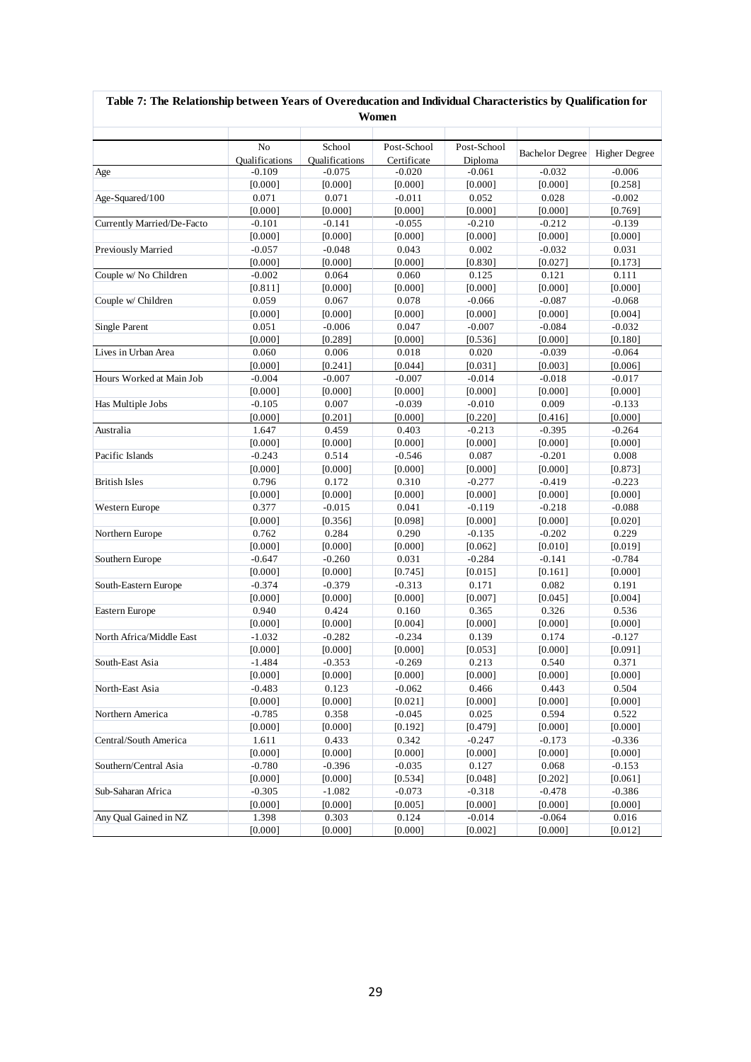**Table 7: The Relationship between Years of Overeducation and Individual Characteristics by Qualification for Women**

| | No Qualifications | School Qualifications | Post-School Certificate | Post-School Diploma | Bachelor Degree | Higher Degree |
|---|---|---|---|---|---|---|
| Age | -0.109 | -0.075 | -0.020 | -0.061 | -0.032 | -0.006 |
| | [0.000] | [0.000] | [0.000] | [0.000] | [0.000] | [0.258] |
| Age-Squared/100 | 0.071 | 0.071 | -0.011 | 0.052 | 0.028 | -0.002 |
| | [0.000] | [0.000] | [0.000] | [0.000] | [0.000] | [0.769] |
| Currently Married/De-Facto | -0.101 | -0.141 | -0.055 | -0.210 | -0.212 | -0.139 |
| | [0.000] | [0.000] | [0.000] | [0.000] | [0.000] | [0.000] |
| Previously Married | -0.057 | -0.048 | 0.043 | 0.002 | -0.032 | 0.031 |
| | [0.000] | [0.000] | [0.000] | [0.830] | [0.027] | [0.173] |
| Couple w/ No Children | -0.002 | 0.064 | 0.060 | 0.125 | 0.121 | 0.111 |
| | [0.811] | [0.000] | [0.000] | [0.000] | [0.000] | [0.000] |
| Couple w/ Children | 0.059 | 0.067 | 0.078 | -0.066 | -0.087 | -0.068 |
| | [0.000] | [0.000] | [0.000] | [0.000] | [0.000] | [0.004] |
| Single Parent | 0.051 | -0.006 | 0.047 | -0.007 | -0.084 | -0.032 |
| | [0.000] | [0.289] | [0.000] | [0.536] | [0.000] | [0.180] |
| Lives in Urban Area | 0.060 | 0.006 | 0.018 | 0.020 | -0.039 | -0.064 |
| | [0.000] | [0.241] | [0.044] | [0.031] | [0.003] | [0.006] |
| Hours Worked at Main Job | -0.004 | -0.007 | -0.007 | -0.014 | -0.018 | -0.017 |
| | [0.000] | [0.000] | [0.000] | [0.000] | [0.000] | [0.000] |
| Has Multiple Jobs | -0.105 | 0.007 | -0.039 | -0.010 | 0.009 | -0.133 |
| | [0.000] | [0.201] | [0.000] | [0.220] | [0.416] | [0.000] |
| Australia | 1.647 | 0.459 | 0.403 | -0.213 | -0.395 | -0.264 |
| | [0.000] | [0.000] | [0.000] | [0.000] | [0.000] | [0.000] |
| Pacific Islands | -0.243 | 0.514 | -0.546 | 0.087 | -0.201 | 0.008 |
| | [0.000] | [0.000] | [0.000] | [0.000] | [0.000] | [0.873] |
| British Isles | 0.796 | 0.172 | 0.310 | -0.277 | -0.419 | -0.223 |
| | [0.000] | [0.000] | [0.000] | [0.000] | [0.000] | [0.000] |
| Western Europe | 0.377 | -0.015 | 0.041 | -0.119 | -0.218 | -0.088 |
| | [0.000] | [0.356] | [0.098] | [0.000] | [0.000] | [0.020] |
| Northern Europe | 0.762 | 0.284 | 0.290 | -0.135 | -0.202 | 0.229 |
| | [0.000] | [0.000] | [0.000] | [0.062] | [0.010] | [0.019] |
| Southern Europe | -0.647 | -0.260 | 0.031 | -0.284 | -0.141 | -0.784 |
| | [0.000] | [0.000] | [0.745] | [0.015] | [0.161] | [0.000] |
| South-Eastern Europe | -0.374 | -0.379 | -0.313 | 0.171 | 0.082 | 0.191 |
| | [0.000] | [0.000] | [0.000] | [0.007] | [0.045] | [0.004] |
| Eastern Europe | 0.940 | 0.424 | 0.160 | 0.365 | 0.326 | 0.536 |
| | [0.000] | [0.000] | [0.004] | [0.000] | [0.000] | [0.000] |
| North Africa/Middle East | -1.032 | -0.282 | -0.234 | 0.139 | 0.174 | -0.127 |
| | [0.000] | [0.000] | [0.000] | [0.053] | [0.000] | [0.091] |
| South-East Asia | -1.484 | -0.353 | -0.269 | 0.213 | 0.540 | 0.371 |
| | [0.000] | [0.000] | [0.000] | [0.000] | [0.000] | [0.000] |
| North-East Asia | -0.483 | 0.123 | -0.062 | 0.466 | 0.443 | 0.504 |
| | [0.000] | [0.000] | [0.021] | [0.000] | [0.000] | [0.000] |
| Northern America | -0.785 | 0.358 | -0.045 | 0.025 | 0.594 | 0.522 |
| | [0.000] | [0.000] | [0.192] | [0.479] | [0.000] | [0.000] |
| Central/South America | 1.611 | 0.433 | 0.342 | -0.247 | -0.173 | -0.336 |
| | [0.000] | [0.000] | [0.000] | [0.000] | [0.000] | [0.000] |
| Southern/Central Asia | -0.780 | -0.396 | -0.035 | 0.127 | 0.068 | -0.153 |
| | [0.000] | [0.000] | [0.534] | [0.048] | [0.202] | [0.061] |
| Sub-Saharan Africa | -0.305 | -1.082 | -0.073 | -0.318 | -0.478 | -0.386 |
| | [0.000] | [0.000] | [0.005] | [0.000] | [0.000] | [0.000] |
| Any Qual Gained in NZ | 1.398 | 0.303 | 0.124 | -0.014 | -0.064 | 0.016 |
| | [0.000] | [0.000] | [0.000] | [0.002] | [0.000] | [0.012] |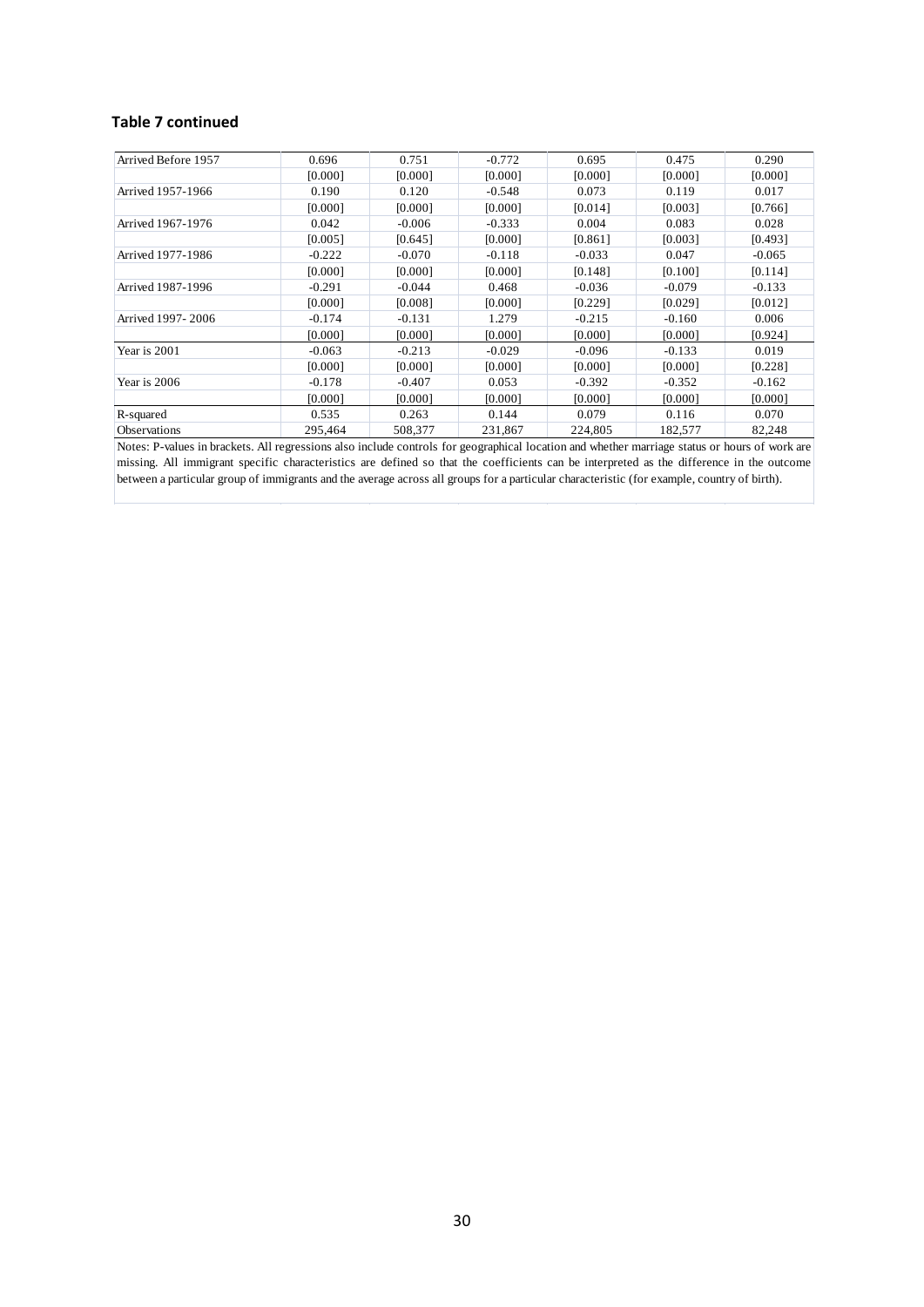**Table 7 continued**

| | | | | | | |
|---|---|---|---|---|---|---|
| Arrived Before 1957 | 0.696 | 0.751 | -0.772 | 0.695 | 0.475 | 0.290 |
| | [0.000] | [0.000] | [0.000] | [0.000] | [0.000] | [0.000] |
| Arrived 1957-1966 | 0.190 | 0.120 | -0.548 | 0.073 | 0.119 | 0.017 |
| | [0.000] | [0.000] | [0.000] | [0.014] | [0.003] | [0.766] |
| Arrived 1967-1976 | 0.042 | -0.006 | -0.333 | 0.004 | 0.083 | 0.028 |
| | [0.005] | [0.645] | [0.000] | [0.861] | [0.003] | [0.493] |
| Arrived 1977-1986 | -0.222 | -0.070 | -0.118 | -0.033 | 0.047 | -0.065 |
| | [0.000] | [0.000] | [0.000] | [0.148] | [0.100] | [0.114] |
| Arrived 1987-1996 | -0.291 | -0.044 | 0.468 | -0.036 | -0.079 | -0.133 |
| | [0.000] | [0.008] | [0.000] | [0.229] | [0.029] | [0.012] |
| Arrived 1997- 2006 | -0.174 | -0.131 | 1.279 | -0.215 | -0.160 | 0.006 |
| | [0.000] | [0.000] | [0.000] | [0.000] | [0.000] | [0.924] |
| Year is 2001 | -0.063 | -0.213 | -0.029 | -0.096 | -0.133 | 0.019 |
| | [0.000] | [0.000] | [0.000] | [0.000] | [0.000] | [0.228] |
| Year is 2006 | -0.178 | -0.407 | 0.053 | -0.392 | -0.352 | -0.162 |
| | [0.000] | [0.000] | [0.000] | [0.000] | [0.000] | [0.000] |
| R-squared | 0.535 | 0.263 | 0.144 | 0.079 | 0.116 | 0.070 |
| Observations | 295,464 | 508,377 | 231,867 | 224,805 | 182,577 | 82,248 |

Notes: P-values in brackets. All regressions also include controls for geographical location and whether marriage status or hours of work are missing. All immigrant specific characteristics are defined so that the coefficients can be interpreted as the difference in the outcome between a particular group of immigrants and the average across all groups for a particular characteristic (for example, country of birth).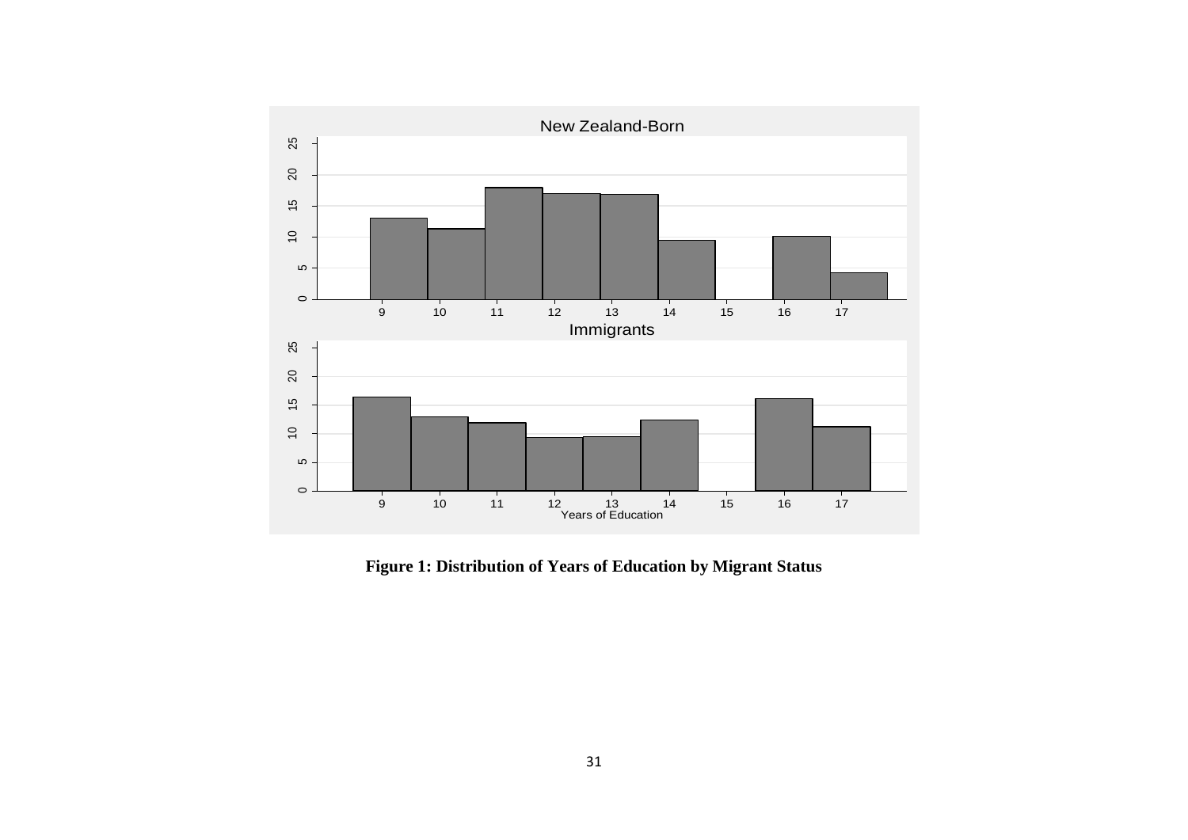**Figure 1: Distribution of Years of Education by Migrant Status**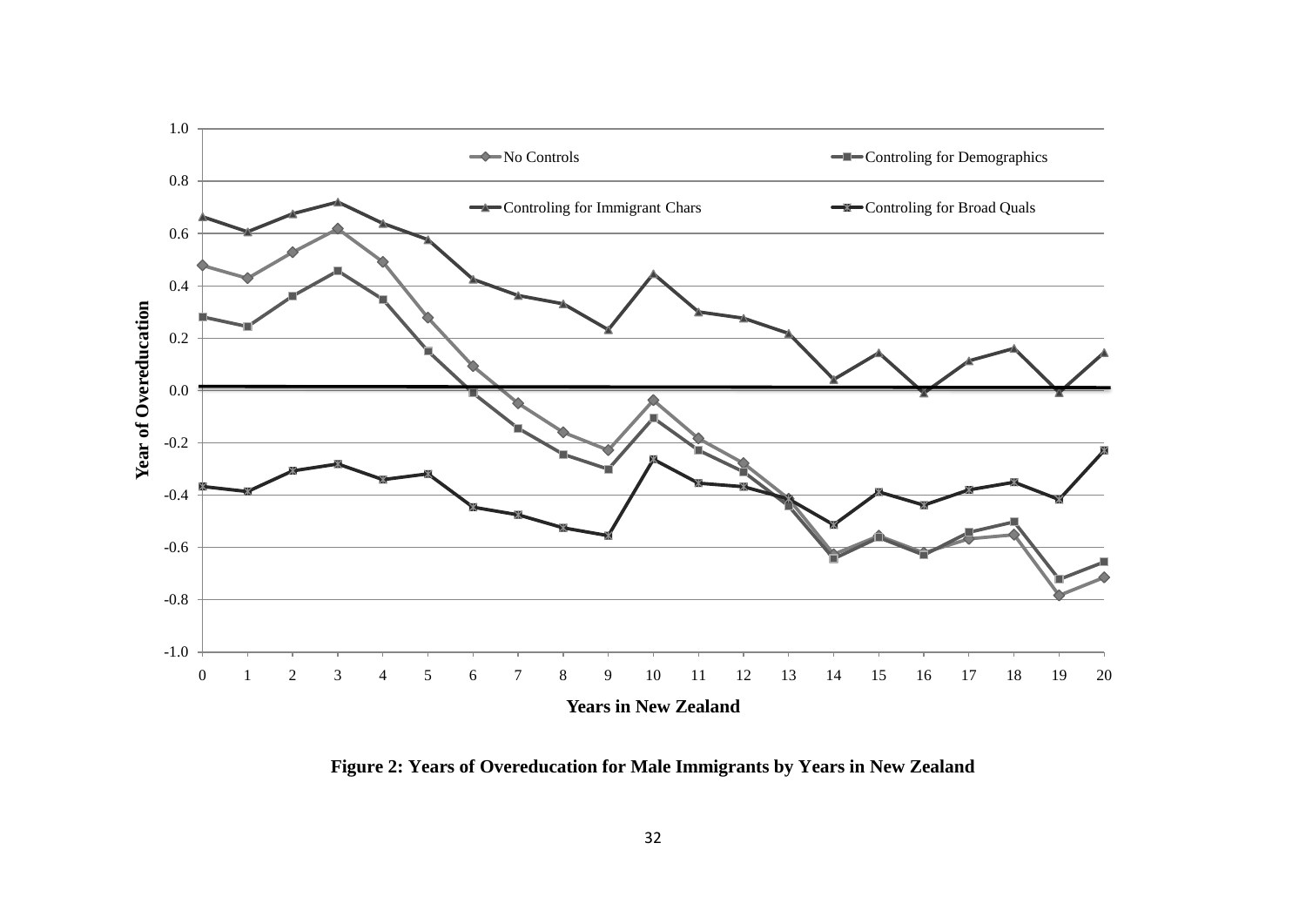**Figure 2: Years of Overeducation for Male Immigrants by Years in New Zealand**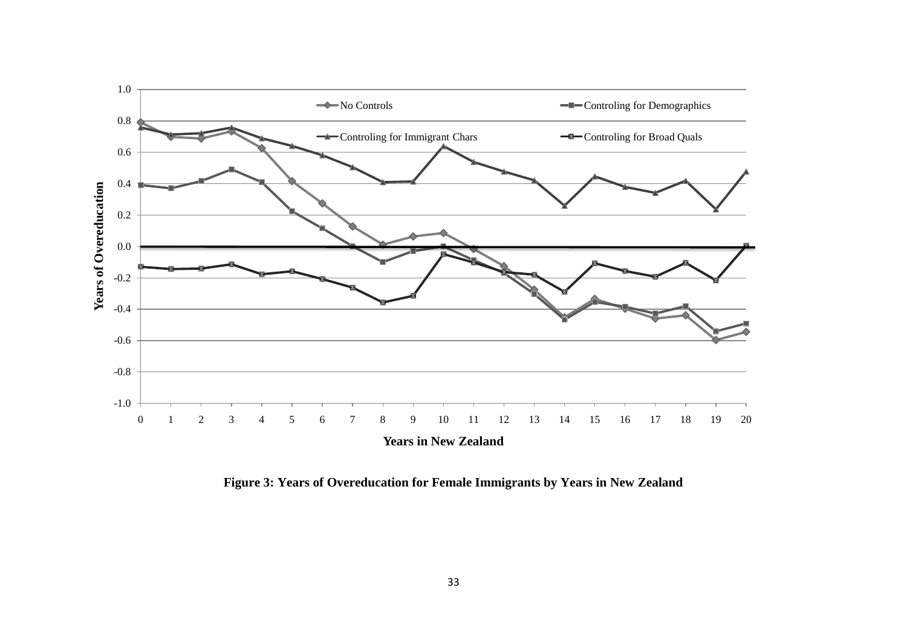**Figure 3: Years of Overeducation for Female Immigrants by Years in New Zealand**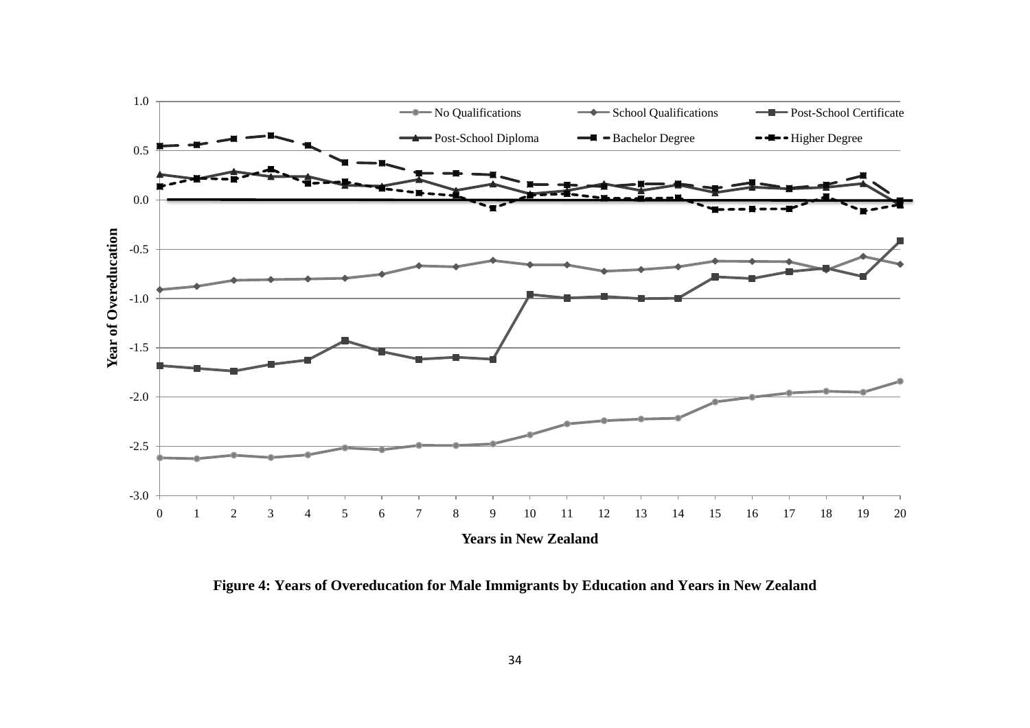**Figure 4: Years of Overeducation for Male Immigrants by Education and Years in New Zealand**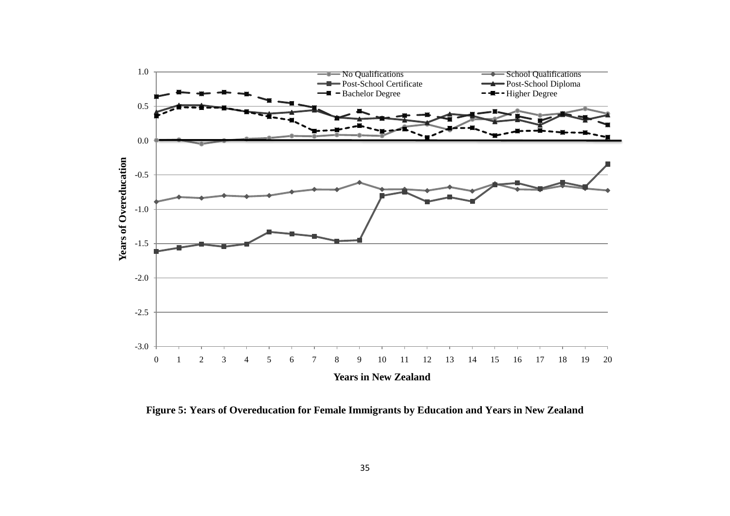1.0
0.5
0.0
-0.5
-1.0
-1.5
-2.0
-2.5
-3.0

Years of Overeducation

No Qualifications
School Qualifications
Post-School Certificate
Post-School Diploma
Bachelor Degree
Higher Degree

0 1 2 3 4 5 6 7 8 9 10 11 12 13 14 15 16 17 18 19 20

Years in New Zealand

**Figure 5: Years of Overeducation for Female Immigrants by Education and Years in New Zealand**